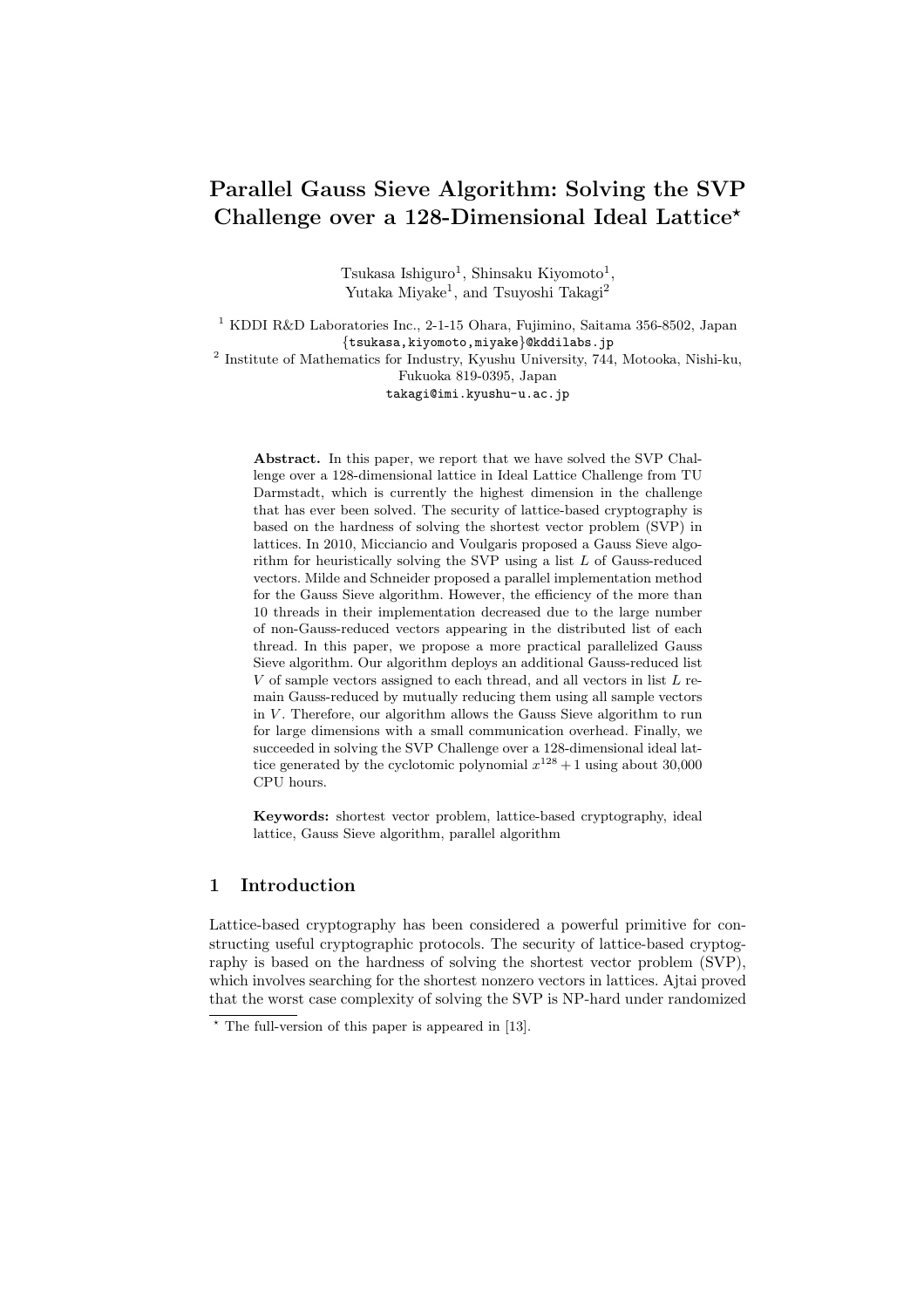# Parallel Gauss Sieve Algorithm: Solving the SVP Challenge over a 128-Dimensional Ideal Lattice*

Tsukasa Ishiguro[1], Shinsaku Kiyomoto[1], Yutaka Miyake[1], and Tsuyoshi Takagi[2]

[1] KDDI R&D Laboratories Inc., 2-1-15 Ohara, Fujimino, Saitama 356-8502, Japan
{tsukasa,kiyomoto,miyake}@kddilabs.jp

[2] Institute of Mathematics for Industry, Kyushu University, 744, Motooka, Nishi-ku, Fukuoka 819-0395, Japan
takagi@imi.kyushu-u.ac.jp

**Abstract.** In this paper, we report that we have solved the SVP Challenge over a 128-dimensional lattice in Ideal Lattice Challenge from TU Darmstadt, which is currently the highest dimension in the challenge that has ever been solved. The security of lattice-based cryptography is based on the hardness of solving the shortest vector problem (SVP) in lattices. In 2010, Micciancio and Voulgaris proposed a Gauss Sieve algorithm for heuristically solving the SVP using a list $L$ of Gauss-reduced vectors. Milde and Schneider proposed a parallel implementation method for the Gauss Sieve algorithm. However, the efficiency of the more than 10 threads in their implementation decreased due to the large number of non-Gauss-reduced vectors appearing in the distributed list of each thread. In this paper, we propose a more practical parallelized Gauss Sieve algorithm. Our algorithm deploys an additional Gauss-reduced list $V$ of sample vectors assigned to each thread, and all vectors in list $L$ remain Gauss-reduced by mutually reducing them using all sample vectors in $V$. Therefore, our algorithm allows the Gauss Sieve algorithm to run for large dimensions with a small communication overhead. Finally, we succeeded in solving the SVP Challenge over a 128-dimensional ideal lattice generated by the cyclotomic polynomial $x^{128} + 1$ using about 30,000 CPU hours.

**Keywords:** shortest vector problem, lattice-based cryptography, ideal lattice, Gauss Sieve algorithm, parallel algorithm

## 1 Introduction

Lattice-based cryptography has been considered a powerful primitive for constructing useful cryptographic protocols. The security of lattice-based cryptography is based on the hardness of solving the shortest vector problem (SVP), which involves searching for the shortest nonzero vectors in lattices. Ajtai proved that the worst case complexity of solving the SVP is NP-hard under randomized

* The full-version of this paper is appeared in [13].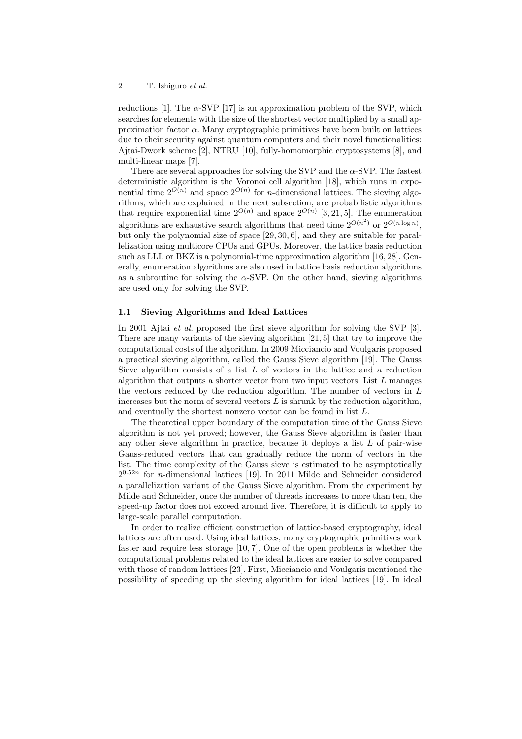reductions [1]. The $\alpha$-SVP [17] is an approximation problem of the SVP, which searches for elements with the size of the shortest vector multiplied by a small approximation factor $\alpha$. Many cryptographic primitives have been built on lattices due to their security against quantum computers and their novel functionalities: Ajtai-Dwork scheme [2], NTRU [10], fully-homomorphic cryptosystems [8], and multi-linear maps [7].

There are several approaches for solving the SVP and the $\alpha$-SVP. The fastest deterministic algorithm is the Voronoi cell algorithm [18], which runs in exponential time $2^{O(n)}$ and space $2^{O(n)}$ for $n$-dimensional lattices. The sieving algorithms, which are explained in the next subsection, are probabilistic algorithms that require exponential time $2^{O(n)}$ and space $2^{O(n)}$ [3, 21, 5]. The enumeration algorithms are exhaustive search algorithms that need time $2^{O(n^2)}$ or $2^{O(n \log n)}$, but only the polynomial size of space [29, 30, 6], and they are suitable for parallelization using multicore CPUs and GPUs. Moreover, the lattice basis reduction such as LLL or BKZ is a polynomial-time approximation algorithm [16, 28]. Generally, enumeration algorithms are also used in lattice basis reduction algorithms as a subroutine for solving the $\alpha$-SVP. On the other hand, sieving algorithms are used only for solving the SVP.

### 1.1 Sieving Algorithms and Ideal Lattices

In 2001 Ajtai *et al.* proposed the first sieve algorithm for solving the SVP [3]. There are many variants of the sieving algorithm [21, 5] that try to improve the computational costs of the algorithm. In 2009 Micciancio and Voulgaris proposed a practical sieving algorithm, called the Gauss Sieve algorithm [19]. The Gauss Sieve algorithm consists of a list $L$ of vectors in the lattice and a reduction algorithm that outputs a shorter vector from two input vectors. List $L$ manages the vectors reduced by the reduction algorithm. The number of vectors in $L$ increases but the norm of several vectors $L$ is shrunk by the reduction algorithm, and eventually the shortest nonzero vector can be found in list $L$.

The theoretical upper boundary of the computation time of the Gauss Sieve algorithm is not yet proved; however, the Gauss Sieve algorithm is faster than any other sieve algorithm in practice, because it deploys a list $L$ of pair-wise Gauss-reduced vectors that can gradually reduce the norm of vectors in the list. The time complexity of the Gauss sieve is estimated to be asymptotically $2^{0.52n}$ for $n$-dimensional lattices [19]. In 2011 Milde and Schneider considered a parallelization variant of the Gauss Sieve algorithm. From the experiment by Milde and Schneider, once the number of threads increases to more than ten, the speed-up factor does not exceed around five. Therefore, it is difficult to apply to large-scale parallel computation.

In order to realize efficient construction of lattice-based cryptography, ideal lattices are often used. Using ideal lattices, many cryptographic primitives work faster and require less storage [10, 7]. One of the open problems is whether the computational problems related to the ideal lattices are easier to solve compared with those of random lattices [23]. First, Micciancio and Voulgaris mentioned the possibility of speeding up the sieving algorithm for ideal lattices [19]. In ideal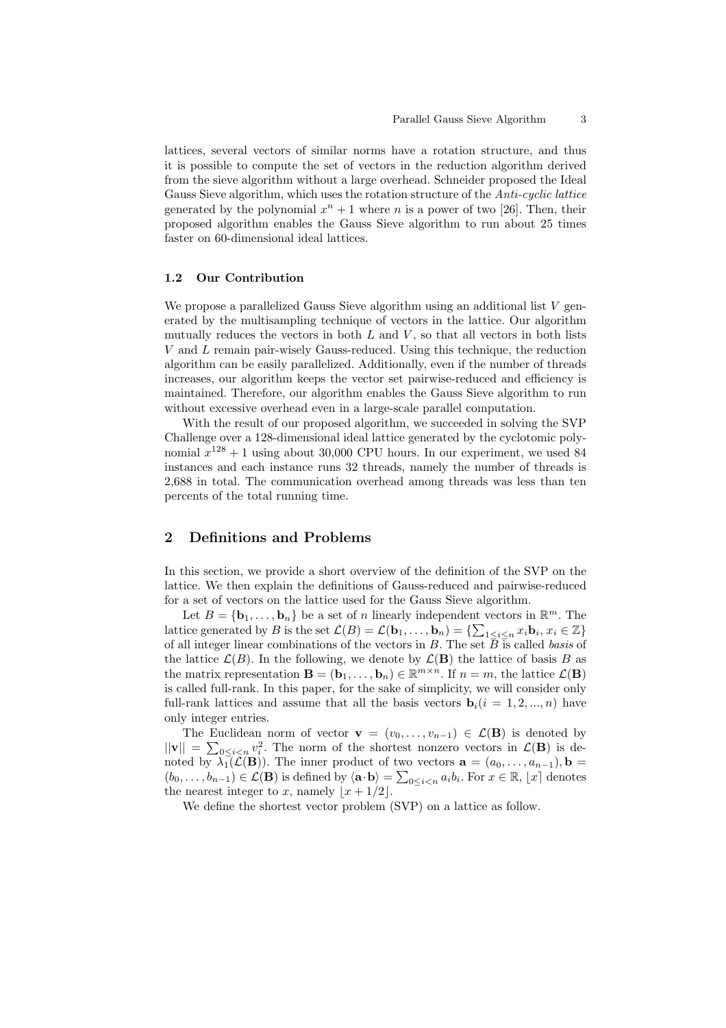lattices, several vectors of similar norms have a rotation structure, and thus it is possible to compute the set of vectors in the reduction algorithm derived from the sieve algorithm without a large overhead. Schneider proposed the Ideal Gauss Sieve algorithm, which uses the rotation structure of the *Anti-cyclic lattice* generated by the polynomial $x^n + 1$ where $n$ is a power of two [26]. Then, their proposed algorithm enables the Gauss Sieve algorithm to run about 25 times faster on 60-dimensional ideal lattices.

### 1.2 Our Contribution

We propose a parallelized Gauss Sieve algorithm using an additional list $V$ generated by the multisampling technique of vectors in the lattice. Our algorithm mutually reduces the vectors in both $L$ and $V$, so that all vectors in both lists $V$ and $L$ remain pair-wisely Gauss-reduced. Using this technique, the reduction algorithm can be easily parallelized. Additionally, even if the number of threads increases, our algorithm keeps the vector set pairwise-reduced and efficiency is maintained. Therefore, our algorithm enables the Gauss Sieve algorithm to run without excessive overhead even in a large-scale parallel computation.

With the result of our proposed algorithm, we succeeded in solving the SVP Challenge over a 128-dimensional ideal lattice generated by the cyclotomic polynomial $x^{128} + 1$ using about 30,000 CPU hours. In our experiment, we used 84 instances and each instance runs 32 threads, namely the number of threads is 2,688 in total. The communication overhead among threads was less than ten percents of the total running time.

## 2 Definitions and Problems

In this section, we provide a short overview of the definition of the SVP on the lattice. We then explain the definitions of Gauss-reduced and pairwise-reduced for a set of vectors on the lattice used for the Gauss Sieve algorithm.

Let $B = \{\mathbf{b}_1, \ldots, \mathbf{b}_n\}$ be a set of $n$ linearly independent vectors in $\mathbb{R}^m$. The lattice generated by $B$ is the set $\mathcal{L}(B) = \mathcal{L}(\mathbf{b}_1, \ldots, \mathbf{b}_n) = \{\sum_{1 \le i \le n} x_i \mathbf{b}_i, \, x_i \in \mathbb{Z}\}$ of all integer linear combinations of the vectors in $B$. The set $B$ is called *basis* of the lattice $\mathcal{L}(B)$. In the following, we denote by $\mathcal{L}(\mathbf{B})$ the lattice of basis $B$ as the matrix representation $\mathbf{B} = (\mathbf{b}_1, \ldots, \mathbf{b}_n) \in \mathbb{R}^{m \times n}$. If $n = m$, the lattice $\mathcal{L}(\mathbf{B})$ is called full-rank. In this paper, for the sake of simplicity, we will consider only full-rank lattices and assume that all the basis vectors $\mathbf{b}_i (i = 1, 2, ..., n)$ have only integer entries.

The Euclidean norm of vector $\mathbf{v} = (v_0, \ldots, v_{n-1}) \in \mathcal{L}(\mathbf{B})$ is denoted by $||\mathbf{v}|| = \sum_{0 \le i < n} v_i^2$. The norm of the shortest nonzero vectors in $\mathcal{L}(\mathbf{B})$ is denoted by $\lambda_1(\mathcal{L}(\mathbf{B}))$. The inner product of two vectors $\mathbf{a} = (a_0, \ldots, a_{n-1}), \mathbf{b} = (b_0, \ldots, b_{n-1}) \in \mathcal{L}(\mathbf{B})$ is defined by $\langle \mathbf{a} \cdot \mathbf{b} \rangle = \sum_{0 \le i < n} a_i b_i$. For $x \in \mathbb{R}$, $\lfloor x \rceil$ denotes the nearest integer to $x$, namely $\lfloor x + 1/2 \rfloor$.

We define the shortest vector problem (SVP) on a lattice as follow.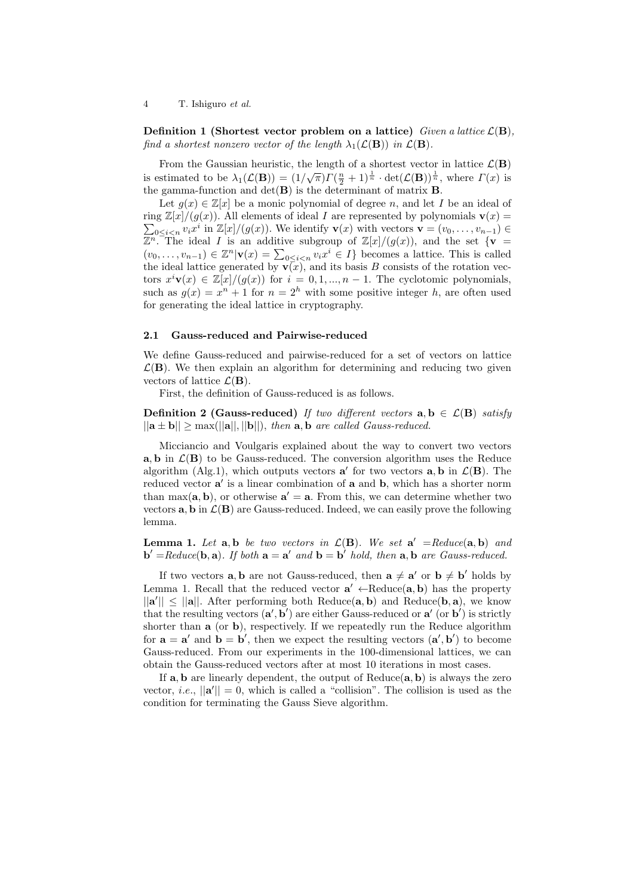**Definition 1 (Shortest vector problem on a lattice)** *Given a lattice $\mathcal{L}(\mathbf{B})$, find a shortest nonzero vector of the length $\lambda_1(\mathcal{L}(\mathbf{B}))$ in $\mathcal{L}(\mathbf{B})$.*

From the Gaussian heuristic, the length of a shortest vector in lattice $\mathcal{L}(\mathbf{B})$ is estimated to be $\lambda_1(\mathcal{L}(\mathbf{B})) = (1/\sqrt{\pi})\Gamma(\frac{n}{2}+1)^{\frac{1}{n}} \cdot \det(\mathcal{L}(\mathbf{B}))^{\frac{1}{n}}$, where $\Gamma(x)$ is the gamma-function and $\det(\mathbf{B})$ is the determinant of matrix $\mathbf{B}$.

Let $g(x) \in \mathbb{Z}[x]$ be a monic polynomial of degree $n$, and let $I$ be an ideal of ring $\mathbb{Z}[x]/(g(x))$. All elements of ideal $I$ are represented by polynomials $\mathbf{v}(x) = \sum_{0 \le i < n} v_i x^i$ in $\mathbb{Z}[x]/(g(x))$. We identify $\mathbf{v}(x)$ with vectors $\mathbf{v} = (v_0, \ldots, v_{n-1}) \in \mathbb{Z}^n$. The ideal $I$ is an additive subgroup of $\mathbb{Z}[x]/(g(x))$, and the set $\{\mathbf{v} = (v_0, \ldots, v_{n-1}) \in \mathbb{Z}^n | \mathbf{v}(x) = \sum_{0 \le i < n} v_i x^i \in I\}$ becomes a lattice. This is called the ideal lattice generated by $\mathbf{v}(x)$, and its basis $B$ consists of the rotation vectors $x^i \mathbf{v}(x) \in \mathbb{Z}[x]/(g(x))$ for $i = 0, 1, ..., n-1$. The cyclotomic polynomials, such as $g(x) = x^n + 1$ for $n = 2^h$ with some positive integer $h$, are often used for generating the ideal lattice in cryptography.

### 2.1 Gauss-reduced and Pairwise-reduced

We define Gauss-reduced and pairwise-reduced for a set of vectors on lattice $\mathcal{L}(\mathbf{B})$. We then explain an algorithm for determining and reducing two given vectors of lattice $\mathcal{L}(\mathbf{B})$.

First, the definition of Gauss-reduced is as follows.

**Definition 2 (Gauss-reduced)** *If two different vectors $\mathbf{a}, \mathbf{b} \in \mathcal{L}(\mathbf{B})$ satisfy $||\mathbf{a} \pm \mathbf{b}|| \ge \max(||\mathbf{a}||, ||\mathbf{b}||)$, then $\mathbf{a}, \mathbf{b}$ are called Gauss-reduced.*

Micciancio and Voulgaris explained about the way to convert two vectors $\mathbf{a}, \mathbf{b}$ in $\mathcal{L}(\mathbf{B})$ to be Gauss-reduced. The conversion algorithm uses the Reduce algorithm (Alg.1), which outputs vectors $\mathbf{a}'$ for two vectors $\mathbf{a}, \mathbf{b}$ in $\mathcal{L}(\mathbf{B})$. The reduced vector $\mathbf{a}'$ is a linear combination of $\mathbf{a}$ and $\mathbf{b}$, which has a shorter norm than $\max(\mathbf{a}, \mathbf{b})$, or otherwise $\mathbf{a}' = \mathbf{a}$. From this, we can determine whether two vectors $\mathbf{a}, \mathbf{b}$ in $\mathcal{L}(\mathbf{B})$ are Gauss-reduced. Indeed, we can easily prove the following lemma.

**Lemma 1.** *Let $\mathbf{a}, \mathbf{b}$ be two vectors in $\mathcal{L}(\mathbf{B})$. We set $\mathbf{a}'$ =Reduce$(\mathbf{a}, \mathbf{b})$ and $\mathbf{b}'$ =Reduce$(\mathbf{b}, \mathbf{a})$. If both $\mathbf{a} = \mathbf{a}'$ and $\mathbf{b} = \mathbf{b}'$ hold, then $\mathbf{a}, \mathbf{b}$ are Gauss-reduced.*

If two vectors $\mathbf{a}, \mathbf{b}$ are not Gauss-reduced, then $\mathbf{a} \ne \mathbf{a}'$ or $\mathbf{b} \ne \mathbf{b}'$ holds by Lemma 1. Recall that the reduced vector $\mathbf{a}' \leftarrow$Reduce$(\mathbf{a}, \mathbf{b})$ has the property $||\mathbf{a}'|| \le ||\mathbf{a}||$. After performing both Reduce$(\mathbf{a}, \mathbf{b})$ and Reduce$(\mathbf{b}, \mathbf{a})$, we know that the resulting vectors $(\mathbf{a}', \mathbf{b}')$ are either Gauss-reduced or $\mathbf{a}'$ (or $\mathbf{b}'$) is strictly shorter than $\mathbf{a}$ (or $\mathbf{b}$), respectively. If we repeatedly run the Reduce algorithm for $\mathbf{a} = \mathbf{a}'$ and $\mathbf{b} = \mathbf{b}'$, then we expect the resulting vectors $(\mathbf{a}', \mathbf{b}')$ to become Gauss-reduced. From our experiments in the 100-dimensional lattices, we can obtain the Gauss-reduced vectors after at most 10 iterations in most cases.

If $\mathbf{a}, \mathbf{b}$ are linearly dependent, the output of Reduce$(\mathbf{a}, \mathbf{b})$ is always the zero vector, *i.e.*, $||\mathbf{a}'|| = 0$, which is called a "collision". The collision is used as the condition for terminating the Gauss Sieve algorithm.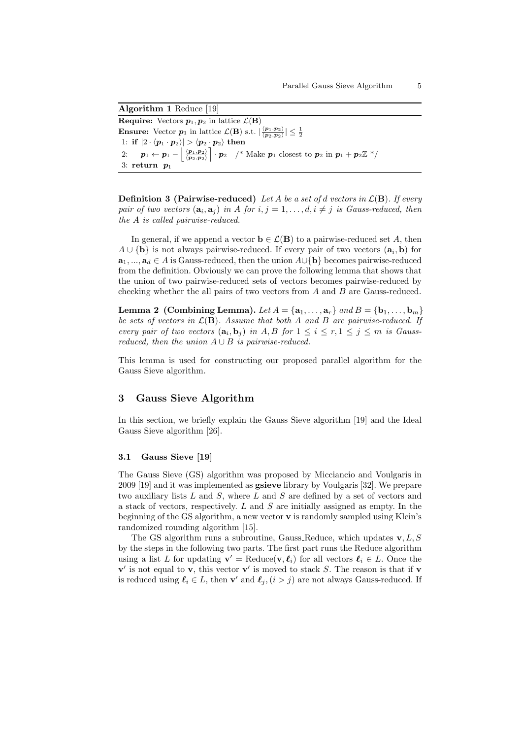**Algorithm 1** Reduce [19]

**Require:** Vectors $\boldsymbol{p}_1, \boldsymbol{p}_2$ in lattice $\mathcal{L}(\mathbf{B})$

**Ensure:** Vector $\boldsymbol{p}_1$ in lattice $\mathcal{L}(\mathbf{B})$ s.t. $|\frac{\langle \boldsymbol{p}_1, \boldsymbol{p}_2 \rangle}{\langle \boldsymbol{p}_2, \boldsymbol{p}_2 \rangle}| \leq \frac{1}{2}$

1: **if** $|2 \cdot \langle \boldsymbol{p}_1 \cdot \boldsymbol{p}_2 \rangle| > \langle \boldsymbol{p}_2 \cdot \boldsymbol{p}_2 \rangle$ **then**

2: $\quad \boldsymbol{p}_1 \leftarrow \boldsymbol{p}_1 - \left\lfloor \frac{\langle \boldsymbol{p}_1, \boldsymbol{p}_2 \rangle}{\langle \boldsymbol{p}_2, \boldsymbol{p}_2 \rangle} \right\rceil \cdot \boldsymbol{p}_2$ /* Make $\boldsymbol{p}_1$ closest to $\boldsymbol{p}_2$ in $\boldsymbol{p}_1 + \boldsymbol{p}_2\mathbb{Z}$ */

3: **return** $\boldsymbol{p}_1$

**Definition 3 (Pairwise-reduced)** *Let $A$ be a set of $d$ vectors in $\mathcal{L}(\mathbf{B})$. If every pair of two vectors $(\mathbf{a}_i, \mathbf{a}_j)$ in $A$ for $i, j = 1, \ldots, d, i \neq j$ is Gauss-reduced, then the $A$ is called pairwise-reduced.*

In general, if we append a vector $\mathbf{b} \in \mathcal{L}(\mathbf{B})$ to a pairwise-reduced set $A$, then $A \cup \{\mathbf{b}\}$ is not always pairwise-reduced. If every pair of two vectors $(\mathbf{a}_i, \mathbf{b})$ for $\mathbf{a}_1, ..., \mathbf{a}_d \in A$ is Gauss-reduced, then the union $A \cup \{\mathbf{b}\}$ becomes pairwise-reduced from the definition. Obviously we can prove the following lemma that shows that the union of two pairwise-reduced sets of vectors becomes pairwise-reduced by checking whether the all pairs of two vectors from $A$ and $B$ are Gauss-reduced.

**Lemma 2 (Combining Lemma).** *Let $A = \{\mathbf{a}_1, \ldots, \mathbf{a}_r\}$ and $B = \{\mathbf{b}_1, \ldots, \mathbf{b}_m\}$ be sets of vectors in $\mathcal{L}(\mathbf{B})$. Assume that both $A$ and $B$ are pairwise-reduced. If every pair of two vectors $(\mathbf{a}_i, \mathbf{b}_j)$ in $A, B$ for $1 \leq i \leq r, 1 \leq j \leq m$ is Gauss-reduced, then the union $A \cup B$ is pairwise-reduced.*

This lemma is used for constructing our proposed parallel algorithm for the Gauss Sieve algorithm.

## 3 Gauss Sieve Algorithm

In this section, we briefly explain the Gauss Sieve algorithm [19] and the Ideal Gauss Sieve algorithm [26].

### 3.1 Gauss Sieve [19]

The Gauss Sieve (GS) algorithm was proposed by Micciancio and Voulgaris in 2009 [19] and it was implemented as **gsieve** library by Voulgaris [32]. We prepare two auxiliary lists $L$ and $S$, where $L$ and $S$ are defined by a set of vectors and a stack of vectors, respectively. $L$ and $S$ are initially assigned as empty. In the beginning of the GS algorithm, a new vector $\mathbf{v}$ is randomly sampled using Klein's randomized rounding algorithm [15].

The GS algorithm runs a subroutine, Gauss_Reduce, which updates $\mathbf{v}, L, S$ by the steps in the following two parts. The first part runs the Reduce algorithm using a list $L$ for updating $\mathbf{v}' = \text{Reduce}(\mathbf{v}, \boldsymbol{\ell}_i)$ for all vectors $\boldsymbol{\ell}_i \in L$. Once the $\mathbf{v}'$ is not equal to $\mathbf{v}$, this vector $\mathbf{v}'$ is moved to stack $S$. The reason is that if $\mathbf{v}$ is reduced using $\boldsymbol{\ell}_i \in L$, then $\mathbf{v}'$ and $\boldsymbol{\ell}_j, (i > j)$ are not always Gauss-reduced. If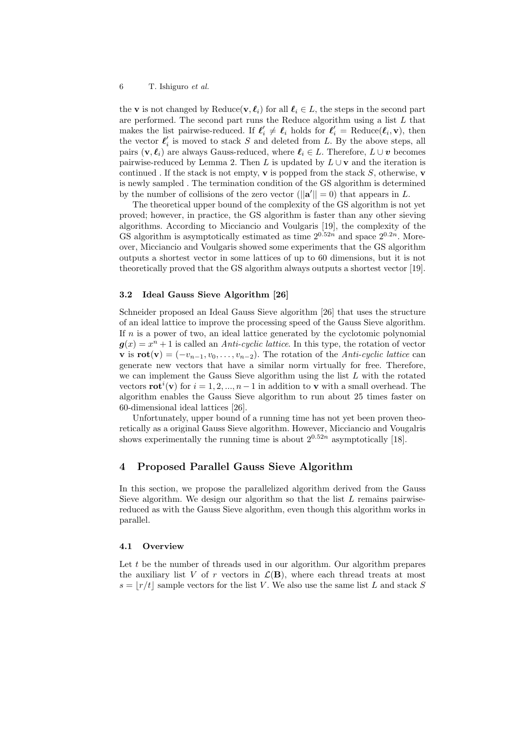the $\mathbf{v}$ is not changed by Reduce($\mathbf{v}, \boldsymbol{\ell}_i$) for all $\boldsymbol{\ell}_i \in L$, the steps in the second part are performed. The second part runs the Reduce algorithm using a list $L$ that makes the list pairwise-reduced. If $\boldsymbol{\ell}'_i \neq \boldsymbol{\ell}_i$ holds for $\boldsymbol{\ell}'_i = \text{Reduce}(\boldsymbol{\ell}_i, \mathbf{v})$, then the vector $\boldsymbol{\ell}'_i$ is moved to stack $S$ and deleted from $L$. By the above steps, all pairs $(\mathbf{v}, \boldsymbol{\ell}_i)$ are always Gauss-reduced, where $\boldsymbol{\ell}_i \in L$. Therefore, $L \cup \boldsymbol{v}$ becomes pairwise-reduced by Lemma 2. Then $L$ is updated by $L \cup \mathbf{v}$ and the iteration is continued . If the stack is not empty, $\mathbf{v}$ is popped from the stack $S$, otherwise, $\mathbf{v}$ is newly sampled . The termination condition of the GS algorithm is determined by the number of collisions of the zero vector ($||\mathbf{a}'|| = 0$) that appears in $L$.

The theoretical upper bound of the complexity of the GS algorithm is not yet proved; however, in practice, the GS algorithm is faster than any other sieving algorithms. According to Micciancio and Voulgaris [19], the complexity of the GS algorithm is asymptotically estimated as time $2^{0.52n}$ and space $2^{0.2n}$. Moreover, Micciancio and Voulgaris showed some experiments that the GS algorithm outputs a shortest vector in some lattices of up to 60 dimensions, but it is not theoretically proved that the GS algorithm always outputs a shortest vector [19].

### 3.2 Ideal Gauss Sieve Algorithm [26]

Schneider proposed an Ideal Gauss Sieve algorithm [26] that uses the structure of an ideal lattice to improve the processing speed of the Gauss Sieve algorithm. If $n$ is a power of two, an ideal lattice generated by the cyclotomic polynomial $\boldsymbol{g}(x) = x^n + 1$ is called an *Anti-cyclic lattice*. In this type, the rotation of vector $\mathbf{v}$ is $\mathbf{rot}(\mathbf{v}) = (-v_{n-1}, v_0, \ldots, v_{n-2})$. The rotation of the *Anti-cyclic lattice* can generate new vectors that have a similar norm virtually for free. Therefore, we can implement the Gauss Sieve algorithm using the list $L$ with the rotated vectors $\mathbf{rot}^i(\mathbf{v})$ for $i = 1, 2, ..., n-1$ in addition to $\mathbf{v}$ with a small overhead. The algorithm enables the Gauss Sieve algorithm to run about 25 times faster on 60-dimensional ideal lattices [26].

Unfortunately, upper bound of a running time has not yet been proven theoretically as a original Gauss Sieve algorithm. However, Micciancio and Vougalris shows experimentally the running time is about $2^{0.52n}$ asymptotically [18].

## 4 Proposed Parallel Gauss Sieve Algorithm

In this section, we propose the parallelized algorithm derived from the Gauss Sieve algorithm. We design our algorithm so that the list $L$ remains pairwise-reduced as with the Gauss Sieve algorithm, even though this algorithm works in parallel.

### 4.1 Overview

Let $t$ be the number of threads used in our algorithm. Our algorithm prepares the auxiliary list $V$ of $r$ vectors in $\mathcal{L}(\mathbf{B})$, where each thread treats at most $s = \lfloor r/t \rfloor$ sample vectors for the list $V$. We also use the same list $L$ and stack $S$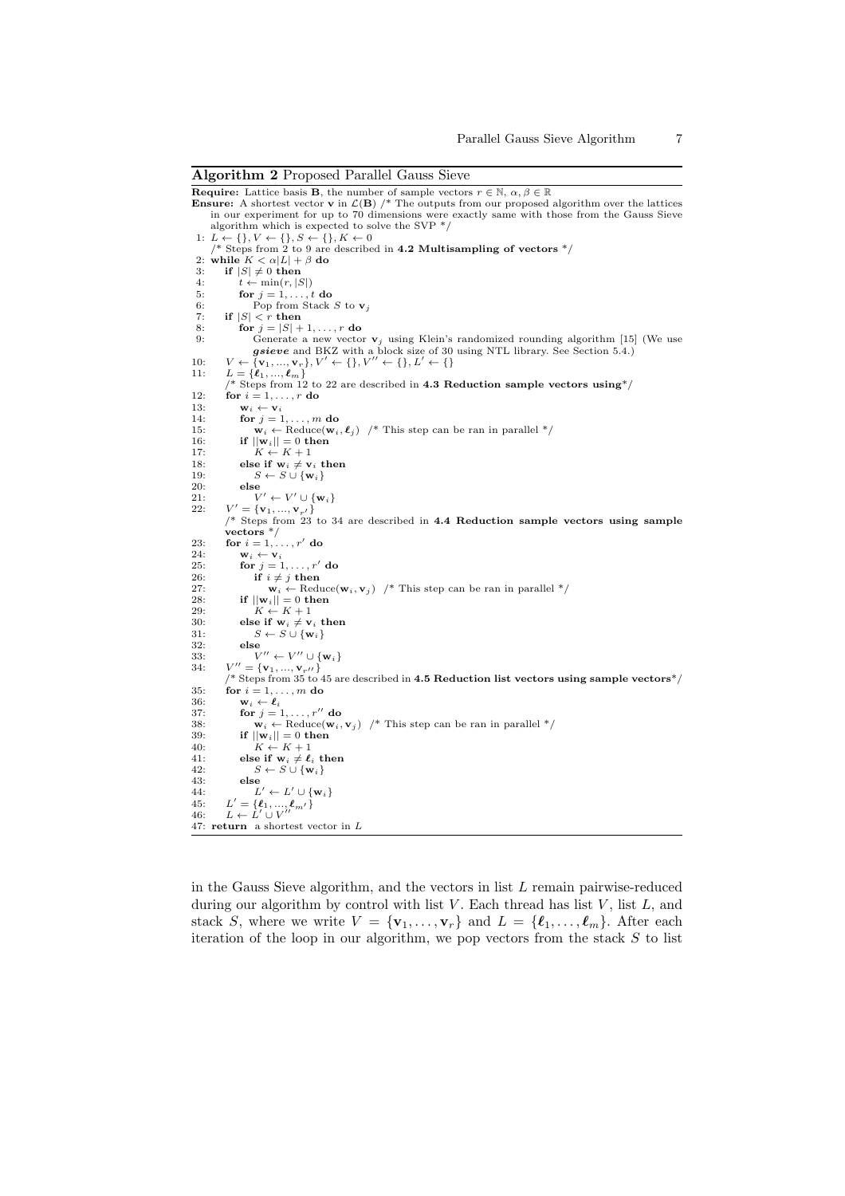**Algorithm 2** Proposed Parallel Gauss Sieve

```
Require: Lattice basis B, the number of sample vectors r ∈ ℕ, α, β ∈ ℝ
Ensure: A shortest vector v in L(B) /* The outputs from our proposed algorithm over the lattices
    in our experiment for up to 70 dimensions were exactly same with those from the Gauss Sieve
    algorithm which is expected to solve the SVP */
 1: L ← {}, V ← {}, S ← {}, K ← 0
    /* Steps from 2 to 9 are described in 4.2 Multisampling of vectors */
 2: while K < α|L| + β do
 3:    if |S| ≠ 0 then
 4:       t ← min(r, |S|)
 5:       for j = 1, ..., t do
 6:          Pop from Stack S to v_j
 7:    if |S| < r then
 8:       for j = |S| + 1, ..., r do
 9:          Generate a new vector v_j using Klein's randomized rounding algorithm [15] (We use
             gsieve and BKZ with a block size of 30 using NTL library. See Section 5.4.)
10:    V ← {v_1, ..., v_r}, V' ← {}, V'' ← {}, L' ← {}
11:    L = {ℓ_1, ..., ℓ_m}
       /* Steps from 12 to 22 are described in 4.3 Reduction sample vectors using*/
12:    for i = 1, ..., r do
13:       w_i ← v_i
14:       for j = 1, ..., m do
15:          w_i ← Reduce(w_i, ℓ_j)  /* This step can be ran in parallel */
16:       if ||w_i|| = 0 then
17:          K ← K + 1
18:       else if w_i ≠ v_i then
19:          S ← S ∪ {w_i}
20:       else
21:          V' ← V' ∪ {w_i}
22:    V' = {v_1, ..., v_r'}
       /* Steps from 23 to 34 are described in 4.4 Reduction sample vectors using sample
       vectors */
23:    for i = 1, ..., r' do
24:       w_i ← v_i
25:       for j = 1, ..., r' do
26:          if i ≠ j then
27:             w_i ← Reduce(w_i, v_j)  /* This step can be ran in parallel */
28:       if ||w_i|| = 0 then
29:          K ← K + 1
30:       else if w_i ≠ v_i then
31:          S ← S ∪ {w_i}
32:       else
33:          V'' ← V'' ∪ {w_i}
34:    V'' = {v_1, ..., v_r''}
       /* Steps from 35 to 45 are described in 4.5 Reduction list vectors using sample vectors*/
35:    for i = 1, ..., m do
36:       w_i ← ℓ_i
37:       for j = 1, ..., r'' do
38:          w_i ← Reduce(w_i, v_j)  /* This step can be ran in parallel */
39:       if ||w_i|| = 0 then
40:          K ← K + 1
41:       else if w_i ≠ ℓ_i then
42:          S ← S ∪ {w_i}
43:       else
44:          L' ← L' ∪ {w_i}
45:    L' = {ℓ_1, ..., ℓ_m'}
46:    L ← L' ∪ V''
47: return a shortest vector in L
```

in the Gauss Sieve algorithm, and the vectors in list $L$ remain pairwise-reduced during our algorithm by control with list $V$. Each thread has list $V$, list $L$, and stack $S$, where we write $V = \{\mathbf{v}_1, \ldots, \mathbf{v}_r\}$ and $L = \{\boldsymbol{\ell}_1, \ldots, \boldsymbol{\ell}_m\}$. After each iteration of the loop in our algorithm, we pop vectors from the stack $S$ to list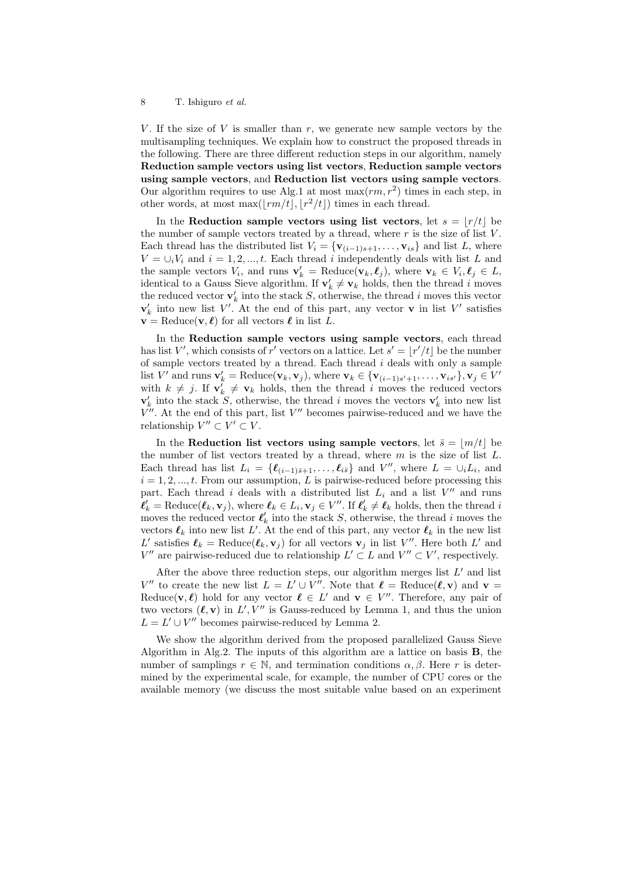$V$. If the size of $V$ is smaller than $r$, we generate new sample vectors by the multisampling techniques. We explain how to construct the proposed threads in the following. There are three different reduction steps in our algorithm, namely **Reduction sample vectors using list vectors**, **Reduction sample vectors using sample vectors**, and **Reduction list vectors using sample vectors**. Our algorithm requires to use Alg.1 at most $\max(rm, r^2)$ times in each step, in other words, at most $\max(\lfloor rm/t \rfloor, \lfloor r^2/t \rfloor)$ times in each thread.

In the **Reduction sample vectors using list vectors**, let $s = \lfloor r/t \rfloor$ be the number of sample vectors treated by a thread, where $r$ is the size of list $V$. Each thread has the distributed list $V_i = \{\mathbf{v}_{(i-1)s+1}, \ldots, \mathbf{v}_{is}\}$ and list $L$, where $V = \cup_i V_i$ and $i = 1, 2, ..., t$. Each thread $i$ independently deals with list $L$ and the sample vectors $V_i$, and runs $\mathbf{v}'_k = \text{Reduce}(\mathbf{v}_k, \boldsymbol{\ell}_j)$, where $\mathbf{v}_k \in V_i, \boldsymbol{\ell}_j \in L$, identical to a Gauss Sieve algorithm. If $\mathbf{v}'_k \neq \mathbf{v}_k$ holds, then the thread $i$ moves the reduced vector $\mathbf{v}'_k$ into the stack $S$, otherwise, the thread $i$ moves this vector $\mathbf{v}'_k$ into new list $V'$. At the end of this part, any vector $\mathbf{v}$ in list $V'$ satisfies $\mathbf{v} = \text{Reduce}(\mathbf{v}, \boldsymbol{\ell})$ for all vectors $\boldsymbol{\ell}$ in list $L$.

In the **Reduction sample vectors using sample vectors**, each thread has list $V'$, which consists of $r'$ vectors on a lattice. Let $s' = \lfloor r'/t \rfloor$ be the number of sample vectors treated by a thread. Each thread $i$ deals with only a sample list $V'$ and runs $\mathbf{v}'_k = \text{Reduce}(\mathbf{v}_k, \mathbf{v}_j)$, where $\mathbf{v}_k \in \{\mathbf{v}_{(i-1)s'+1}, \ldots, \mathbf{v}_{is'}\}, \mathbf{v}_j \in V'$ with $k \neq j$. If $\mathbf{v}'_k \neq \mathbf{v}_k$ holds, then the thread $i$ moves the reduced vectors $\mathbf{v}'_k$ into the stack $S$, otherwise, the thread $i$ moves the vectors $\mathbf{v}'_k$ into new list $V''$. At the end of this part, list $V''$ becomes pairwise-reduced and we have the relationship $V'' \subset V' \subset V$.

In the **Reduction list vectors using sample vectors**, let $\bar{s} = \lfloor m/t \rfloor$ be the number of list vectors treated by a thread, where $m$ is the size of list $L$. Each thread has list $L_i = \{\boldsymbol{\ell}_{(i-1)\bar{s}+1}, \ldots, \boldsymbol{\ell}_{i\bar{s}}\}$ and $V''$, where $L = \cup_i L_i$, and $i = 1, 2, ..., t$. From our assumption, $L$ is pairwise-reduced before processing this part. Each thread $i$ deals with a distributed list $L_i$ and a list $V''$ and runs $\boldsymbol{\ell}'_k = \text{Reduce}(\boldsymbol{\ell}_k, \mathbf{v}_j)$, where $\boldsymbol{\ell}_k \in L_i, \mathbf{v}_j \in V''$. If $\boldsymbol{\ell}'_k \neq \boldsymbol{\ell}_k$ holds, then the thread $i$ moves the reduced vector $\boldsymbol{\ell}'_k$ into the stack $S$, otherwise, the thread $i$ moves the vectors $\boldsymbol{\ell}_k$ into new list $L'$. At the end of this part, any vector $\boldsymbol{\ell}_k$ in the new list $L'$ satisfies $\boldsymbol{\ell}_k = \text{Reduce}(\boldsymbol{\ell}_k, \mathbf{v}_j)$ for all vectors $\mathbf{v}_j$ in list $V''$. Here both $L'$ and $V''$ are pairwise-reduced due to relationship $L' \subset L$ and $V'' \subset V'$, respectively.

After the above three reduction steps, our algorithm merges list $L'$ and list $V''$ to create the new list $L = L' \cup V''$. Note that $\boldsymbol{\ell} = \text{Reduce}(\boldsymbol{\ell}, \mathbf{v})$ and $\mathbf{v} = \text{Reduce}(\mathbf{v}, \boldsymbol{\ell})$ hold for any vector $\boldsymbol{\ell} \in L'$ and $\mathbf{v} \in V''$. Therefore, any pair of two vectors $(\boldsymbol{\ell}, \mathbf{v})$ in $L', V''$ is Gauss-reduced by Lemma 1, and thus the union $L = L' \cup V''$ becomes pairwise-reduced by Lemma 2.

We show the algorithm derived from the proposed parallelized Gauss Sieve Algorithm in Alg.2. The inputs of this algorithm are a lattice on basis $\mathbf{B}$, the number of samplings $r \in \mathbb{N}$, and termination conditions $\alpha, \beta$. Here $r$ is determined by the experimental scale, for example, the number of CPU cores or the available memory (we discuss the most suitable value based on an experiment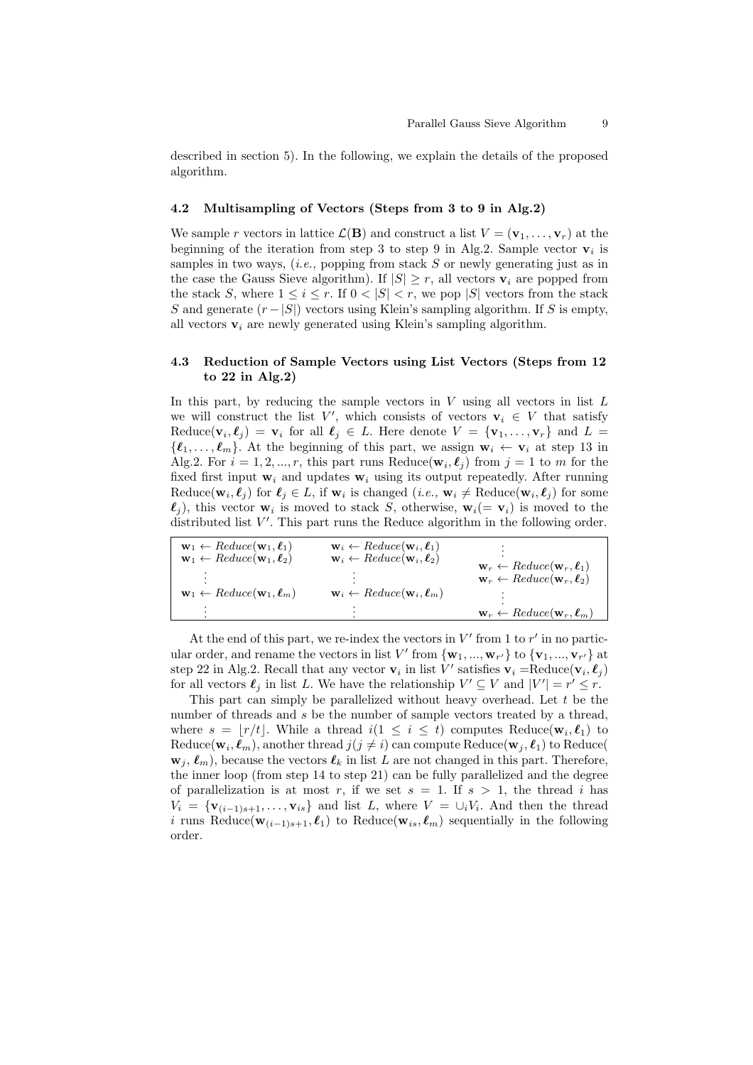described in section 5). In the following, we explain the details of the proposed algorithm.

### 4.2 Multisampling of Vectors (Steps from 3 to 9 in Alg.2)

We sample $r$ vectors in lattice $\mathcal{L}(\mathbf{B})$ and construct a list $V = (\mathbf{v}_1, \ldots, \mathbf{v}_r)$ at the beginning of the iteration from step 3 to step 9 in Alg.2. Sample vector $\mathbf{v}_i$ is samples in two ways, (*i.e.,* popping from stack $S$ or newly generating just as in the case the Gauss Sieve algorithm). If $|S| \geq r$, all vectors $\mathbf{v}_i$ are popped from the stack $S$, where $1 \leq i \leq r$. If $0 < |S| < r$, we pop $|S|$ vectors from the stack $S$ and generate $(r - |S|)$ vectors using Klein's sampling algorithm. If $S$ is empty, all vectors $\mathbf{v}_i$ are newly generated using Klein's sampling algorithm.

### 4.3 Reduction of Sample Vectors using List Vectors (Steps from 12 to 22 in Alg.2)

In this part, by reducing the sample vectors in $V$ using all vectors in list $L$ we will construct the list $V'$, which consists of vectors $\mathbf{v}_i \in V$ that satisfy $\text{Reduce}(\mathbf{v}_i, \boldsymbol{\ell}_j) = \mathbf{v}_i$ for all $\boldsymbol{\ell}_j \in L$. Here denote $V = \{\mathbf{v}_1, \ldots, \mathbf{v}_r\}$ and $L = \{\boldsymbol{\ell}_1, \ldots, \boldsymbol{\ell}_m\}$. At the beginning of this part, we assign $\mathbf{w}_i \leftarrow \mathbf{v}_i$ at step 13 in Alg.2. For $i = 1, 2, ..., r$, this part runs $\text{Reduce}(\mathbf{w}_i, \boldsymbol{\ell}_j)$ from $j = 1$ to $m$ for the fixed first input $\mathbf{w}_i$ and updates $\mathbf{w}_i$ using its output repeatedly. After running $\text{Reduce}(\mathbf{w}_i, \boldsymbol{\ell}_j)$ for $\boldsymbol{\ell}_j \in L$, if $\mathbf{w}_i$ is changed (*i.e.,* $\mathbf{w}_i \neq \text{Reduce}(\mathbf{w}_i, \boldsymbol{\ell}_j)$ for some $\boldsymbol{\ell}_j$), this vector $\mathbf{w}_i$ is moved to stack $S$, otherwise, $\mathbf{w}_i (= \mathbf{v}_i)$ is moved to the distributed list $V'$. This part runs the Reduce algorithm in the following order.

| | | |
|---|---|---|
| $\mathbf{w}_1 \leftarrow Reduce(\mathbf{w}_1, \boldsymbol{\ell}_1)$ | $\mathbf{w}_i \leftarrow Reduce(\mathbf{w}_i, \boldsymbol{\ell}_1)$ | $\vdots$ |
| $\mathbf{w}_1 \leftarrow Reduce(\mathbf{w}_1, \boldsymbol{\ell}_2)$ | $\mathbf{w}_i \leftarrow Reduce(\mathbf{w}_i, \boldsymbol{\ell}_2)$ | $\mathbf{w}_r \leftarrow Reduce(\mathbf{w}_r, \boldsymbol{\ell}_1)$ |
| $\vdots$ | $\vdots$ | $\mathbf{w}_r \leftarrow Reduce(\mathbf{w}_r, \boldsymbol{\ell}_2)$ |
| $\mathbf{w}_1 \leftarrow Reduce(\mathbf{w}_1, \boldsymbol{\ell}_m)$ | $\mathbf{w}_i \leftarrow Reduce(\mathbf{w}_i, \boldsymbol{\ell}_m)$ | $\vdots$ |
| $\vdots$ | $\vdots$ | $\mathbf{w}_r \leftarrow Reduce(\mathbf{w}_r, \boldsymbol{\ell}_m)$ |

At the end of this part, we re-index the vectors in $V'$ from 1 to $r'$ in no particular order, and rename the vectors in list $V'$ from $\{\mathbf{w}_1, ..., \mathbf{w}_{r'}\}$ to $\{\mathbf{v}_1, ..., \mathbf{v}_{r'}\}$ at step 22 in Alg.2. Recall that any vector $\mathbf{v}_i$ in list $V'$ satisfies $\mathbf{v}_i = \text{Reduce}(\mathbf{v}_i, \boldsymbol{\ell}_j)$ for all vectors $\boldsymbol{\ell}_j$ in list $L$. We have the relationship $V' \subseteq V$ and $|V'| = r' \leq r$.

This part can simply be parallelized without heavy overhead. Let $t$ be the number of threads and $s$ be the number of sample vectors treated by a thread, where $s = \lfloor r/t \rfloor$. While a thread $i (1 \leq i \leq t)$ computes $\text{Reduce}(\mathbf{w}_i, \boldsymbol{\ell}_1)$ to $\text{Reduce}(\mathbf{w}_i, \boldsymbol{\ell}_m)$, another thread $j (j \neq i)$ can compute $\text{Reduce}(\mathbf{w}_j, \boldsymbol{\ell}_1)$ to $\text{Reduce}(\mathbf{w}_j, \boldsymbol{\ell}_m)$, because the vectors $\boldsymbol{\ell}_k$ in list $L$ are not changed in this part. Therefore, the inner loop (from step 14 to step 21) can be fully parallelized and the degree of parallelization is at most $r$, if we set $s = 1$. If $s > 1$, the thread $i$ has $V_i = \{\mathbf{v}_{(i-1)s+1}, \ldots, \mathbf{v}_{is}\}$ and list $L$, where $V = \cup_i V_i$. And then the thread $i$ runs $\text{Reduce}(\mathbf{w}_{(i-1)s+1}, \boldsymbol{\ell}_1)$ to $\text{Reduce}(\mathbf{w}_{is}, \boldsymbol{\ell}_m)$ sequentially in the following order.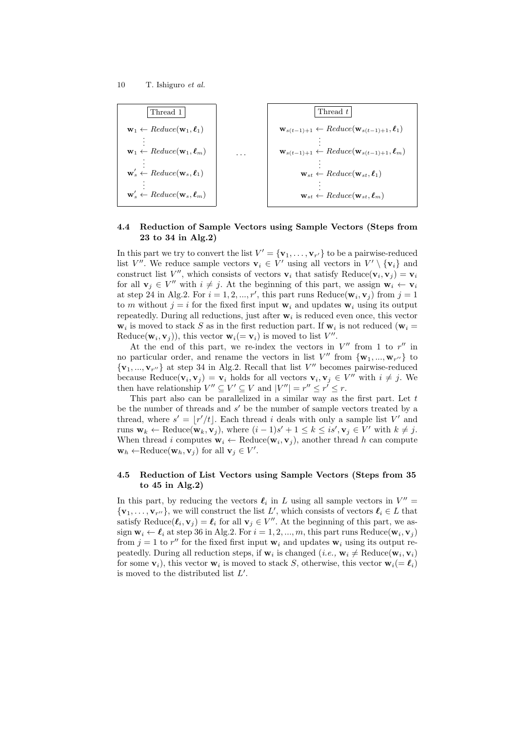| Thread 1 | | Thread $t$ |
|---|---|---|
| $\mathbf{w}_1 \leftarrow Reduce(\mathbf{w}_1, \boldsymbol{\ell}_1)$ | | $\mathbf{w}_{s(t-1)+1} \leftarrow Reduce(\mathbf{w}_{s(t-1)+1}, \boldsymbol{\ell}_1)$ |
| $\vdots$ | | $\vdots$ |
| $\mathbf{w}_1 \leftarrow Reduce(\mathbf{w}_1, \boldsymbol{\ell}_m)$ | $\ldots$ | $\mathbf{w}_{s(t-1)+1} \leftarrow Reduce(\mathbf{w}_{s(t-1)+1}, \boldsymbol{\ell}_m)$ |
| $\vdots$ | | $\vdots$ |
| $\mathbf{w}'_s \leftarrow Reduce(\mathbf{w}_s, \boldsymbol{\ell}_1)$ | | $\mathbf{w}_{st} \leftarrow Reduce(\mathbf{w}_{st}, \boldsymbol{\ell}_1)$ |
| $\vdots$ | | $\vdots$ |
| $\mathbf{w}'_s \leftarrow Reduce(\mathbf{w}_s, \boldsymbol{\ell}_m)$ | | $\mathbf{w}_{st} \leftarrow Reduce(\mathbf{w}_{st}, \boldsymbol{\ell}_m)$ |

### 4.4 Reduction of Sample Vectors using Sample Vectors (Steps from 23 to 34 in Alg.2)

In this part we try to convert the list $V' = \{\mathbf{v}_1, \ldots, \mathbf{v}_{r'}\}$ to be a pairwise-reduced list $V''$. We reduce sample vectors $\mathbf{v}_i \in V'$ using all vectors in $V' \setminus \{\mathbf{v}_i\}$ and construct list $V''$, which consists of vectors $\mathbf{v}_i$ that satisfy $\text{Reduce}(\mathbf{v}_i, \mathbf{v}_j) = \mathbf{v}_i$ for all $\mathbf{v}_j \in V''$ with $i \neq j$. At the beginning of this part, we assign $\mathbf{w}_i \leftarrow \mathbf{v}_i$ at step 24 in Alg.2. For $i = 1, 2, ..., r'$, this part runs $\text{Reduce}(\mathbf{w}_i, \mathbf{v}_j)$ from $j = 1$ to $m$ without $j = i$ for the fixed first input $\mathbf{w}_i$ and updates $\mathbf{w}_i$ using its output repeatedly. During all reductions, just after $\mathbf{w}_i$ is reduced even once, this vector $\mathbf{w}_i$ is moved to stack $S$ as in the first reduction part. If $\mathbf{w}_i$ is not reduced ($\mathbf{w}_i = \text{Reduce}(\mathbf{w}_i, \mathbf{v}_j)$), this vector $\mathbf{w}_i (= \mathbf{v}_i)$ is moved to list $V''$.

At the end of this part, we re-index the vectors in $V''$ from 1 to $r''$ in no particular order, and rename the vectors in list $V''$ from $\{\mathbf{w}_1, ..., \mathbf{w}_{r''}\}$ to $\{\mathbf{v}_1, ..., \mathbf{v}_{r''}\}$ at step 34 in Alg.2. Recall that list $V''$ becomes pairwise-reduced because $\text{Reduce}(\mathbf{v}_i, \mathbf{v}_j) = \mathbf{v}_i$ holds for all vectors $\mathbf{v}_i, \mathbf{v}_j \in V''$ with $i \neq j$. We then have relationship $V'' \subseteq V' \subseteq V$ and $|V''| = r'' \leq r' \leq r$.

This part also can be parallelized in a similar way as the first part. Let $t$ be the number of threads and $s'$ be the number of sample vectors treated by a thread, where $s' = \lfloor r'/t \rfloor$. Each thread $i$ deals with only a sample list $V'$ and runs $\mathbf{w}_k \leftarrow \text{Reduce}(\mathbf{w}_k, \mathbf{v}_j)$, where $(i-1)s' + 1 \leq k \leq is', \mathbf{v}_j \in V'$ with $k \neq j$. When thread $i$ computes $\mathbf{w}_i \leftarrow \text{Reduce}(\mathbf{w}_i, \mathbf{v}_j)$, another thread $h$ can compute $\mathbf{w}_h \leftarrow \text{Reduce}(\mathbf{w}_h, \mathbf{v}_j)$ for all $\mathbf{v}_j \in V'$.

### 4.5 Reduction of List Vectors using Sample Vectors (Steps from 35 to 45 in Alg.2)

In this part, by reducing the vectors $\boldsymbol{\ell}_i$ in $L$ using all sample vectors in $V'' = \{\mathbf{v}_1, \ldots, \mathbf{v}_{r''}\}$, we will construct the list $L'$, which consists of vectors $\boldsymbol{\ell}_i \in L$ that satisfy $\text{Reduce}(\boldsymbol{\ell}_i, \mathbf{v}_j) = \boldsymbol{\ell}_i$ for all $\mathbf{v}_j \in V''$. At the beginning of this part, we assign $\mathbf{w}_i \leftarrow \boldsymbol{\ell}_i$ at step 36 in Alg.2. For $i = 1, 2, ..., m$, this part runs $\text{Reduce}(\mathbf{w}_i, \mathbf{v}_j)$ from $j = 1$ to $r''$ for the fixed first input $\mathbf{w}_i$ and updates $\mathbf{w}_i$ using its output repeatedly. During all reduction steps, if $\mathbf{w}_i$ is changed (*i.e.,* $\mathbf{w}_i \neq \text{Reduce}(\mathbf{w}_i, \mathbf{v}_i)$ for some $\mathbf{v}_i$), this vector $\mathbf{w}_i$ is moved to stack $S$, otherwise, this vector $\mathbf{w}_i (= \boldsymbol{\ell}_i)$ is moved to the distributed list $L'$.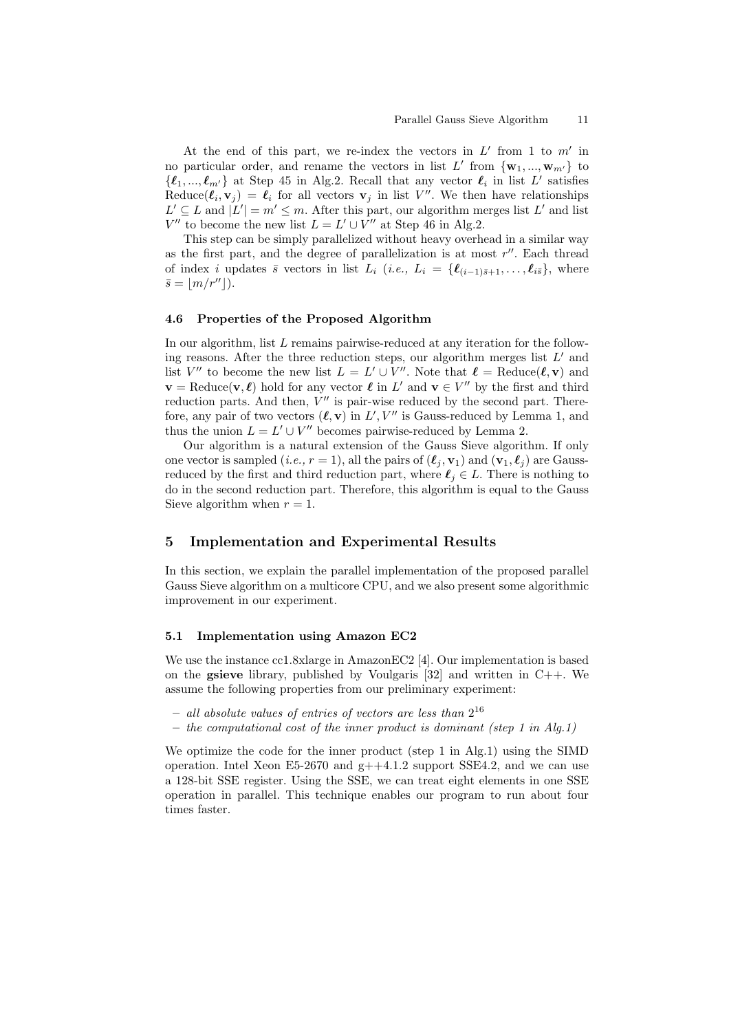At the end of this part, we re-index the vectors in $L'$ from 1 to $m'$ in no particular order, and rename the vectors in list $L'$ from $\{\mathbf{w}_1, ..., \mathbf{w}_{m'}\}$ to $\{\boldsymbol{\ell}_1, ..., \boldsymbol{\ell}_{m'}\}$ at Step 45 in Alg.2. Recall that any vector $\boldsymbol{\ell}_i$ in list $L'$ satisfies $\text{Reduce}(\boldsymbol{\ell}_i, \mathbf{v}_j) = \boldsymbol{\ell}_i$ for all vectors $\mathbf{v}_j$ in list $V''$. We then have relationships $L' \subseteq L$ and $|L'| = m' \leq m$. After this part, our algorithm merges list $L'$ and list $V''$ to become the new list $L = L' \cup V''$ at Step 46 in Alg.2.

This step can be simply parallelized without heavy overhead in a similar way as the first part, and the degree of parallelization is at most $r''$. Each thread of index $i$ updates $\bar{s}$ vectors in list $L_i$ (*i.e.,* $L_i = \{\boldsymbol{\ell}_{(i-1)\bar{s}+1}, \ldots, \boldsymbol{\ell}_{i\bar{s}}\}$, where $\bar{s} = \lfloor m/r'' \rfloor$).

### 4.6 Properties of the Proposed Algorithm

In our algorithm, list $L$ remains pairwise-reduced at any iteration for the following reasons. After the three reduction steps, our algorithm merges list $L'$ and list $V''$ to become the new list $L = L' \cup V''$. Note that $\boldsymbol{\ell} = \text{Reduce}(\boldsymbol{\ell}, \mathbf{v})$ and $\mathbf{v} = \text{Reduce}(\mathbf{v}, \boldsymbol{\ell})$ hold for any vector $\boldsymbol{\ell}$ in $L'$ and $\mathbf{v} \in V''$ by the first and third reduction parts. And then, $V''$ is pair-wise reduced by the second part. Therefore, any pair of two vectors $(\boldsymbol{\ell}, \mathbf{v})$ in $L', V''$ is Gauss-reduced by Lemma 1, and thus the union $L = L' \cup V''$ becomes pairwise-reduced by Lemma 2.

Our algorithm is a natural extension of the Gauss Sieve algorithm. If only one vector is sampled (*i.e.,* $r = 1$), all the pairs of $(\boldsymbol{\ell}_j, \mathbf{v}_1)$ and $(\mathbf{v}_1, \boldsymbol{\ell}_j)$ are Gauss-reduced by the first and third reduction part, where $\boldsymbol{\ell}_j \in L$. There is nothing to do in the second reduction part. Therefore, this algorithm is equal to the Gauss Sieve algorithm when $r = 1$.

## 5 Implementation and Experimental Results

In this section, we explain the parallel implementation of the proposed parallel Gauss Sieve algorithm on a multicore CPU, and we also present some algorithmic improvement in our experiment.

### 5.1 Implementation using Amazon EC2

We use the instance cc1.8xlarge in AmazonEC2 [4]. Our implementation is based on the **gsieve** library, published by Voulgaris [32] and written in C++. We assume the following properties from our preliminary experiment:

- *all absolute values of entries of vectors are less than* $2^{16}$
- *the computational cost of the inner product is dominant (step 1 in Alg.1)*

We optimize the code for the inner product (step 1 in Alg.1) using the SIMD operation. Intel Xeon E5-2670 and g++4.1.2 support SSE4.2, and we can use a 128-bit SSE register. Using the SSE, we can treat eight elements in one SSE operation in parallel. This technique enables our program to run about four times faster.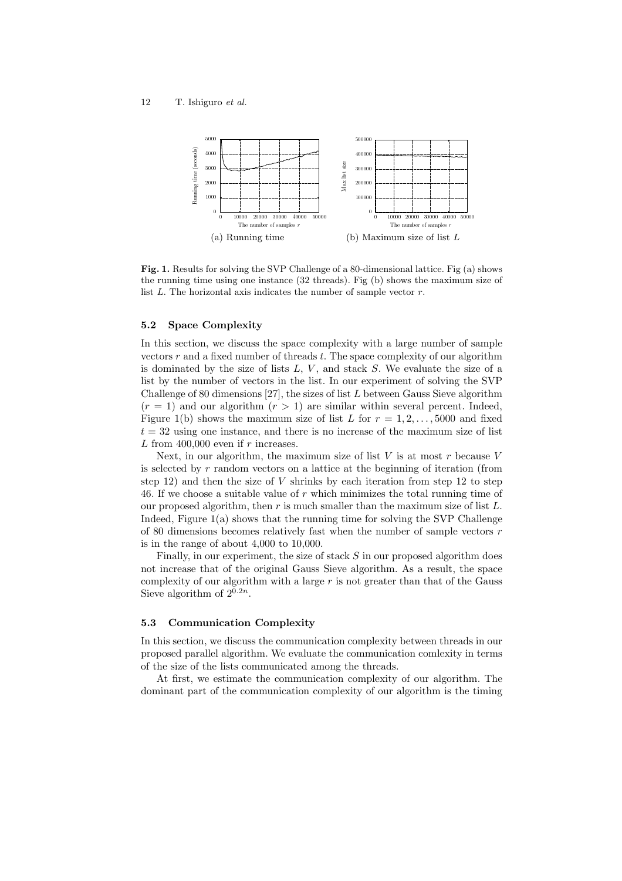(a) Running time

(b) Maximum size of list $L$

**Fig. 1.** Results for solving the SVP Challenge of a 80-dimensional lattice. Fig (a) shows the running time using one instance (32 threads). Fig (b) shows the maximum size of list $L$. The horizontal axis indicates the number of sample vector $r$.

### 5.2 Space Complexity

In this section, we discuss the space complexity with a large number of sample vectors $r$ and a fixed number of threads $t$. The space complexity of our algorithm is dominated by the size of lists $L$, $V$, and stack $S$. We evaluate the size of a list by the number of vectors in the list. In our experiment of solving the SVP Challenge of 80 dimensions [27], the sizes of list $L$ between Gauss Sieve algorithm ($r = 1$) and our algorithm ($r > 1$) are similar within several percent. Indeed, Figure 1(b) shows the maximum size of list $L$ for $r = 1, 2, \ldots, 5000$ and fixed $t = 32$ using one instance, and there is no increase of the maximum size of list $L$ from 400,000 even if $r$ increases.

Next, in our algorithm, the maximum size of list $V$ is at most $r$ because $V$ is selected by $r$ random vectors on a lattice at the beginning of iteration (from step 12) and then the size of $V$ shrinks by each iteration from step 12 to step 46. If we choose a suitable value of $r$ which minimizes the total running time of our proposed algorithm, then $r$ is much smaller than the maximum size of list $L$. Indeed, Figure 1(a) shows that the running time for solving the SVP Challenge of 80 dimensions becomes relatively fast when the number of sample vectors $r$ is in the range of about 4,000 to 10,000.

Finally, in our experiment, the size of stack $S$ in our proposed algorithm does not increase that of the original Gauss Sieve algorithm. As a result, the space complexity of our algorithm with a large $r$ is not greater than that of the Gauss Sieve algorithm of $2^{0.2n}$.

### 5.3 Communication Complexity

In this section, we discuss the communication complexity between threads in our proposed parallel algorithm. We evaluate the communication comlexity in terms of the size of the lists communicated among the threads.

At first, we estimate the communication complexity of our algorithm. The dominant part of the communication complexity of our algorithm is the timing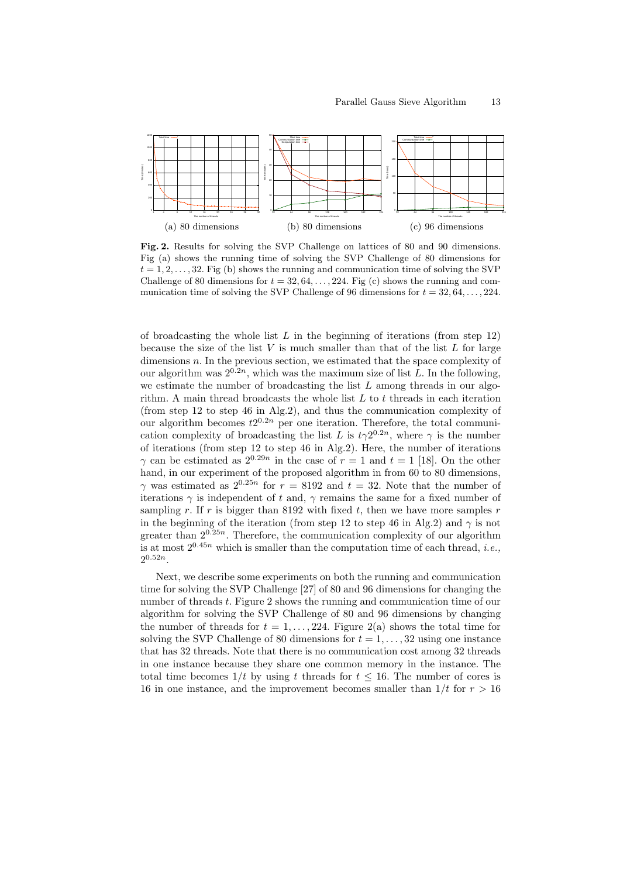(a) 80 dimensions (b) 80 dimensions (c) 96 dimensions

**Fig. 2.** Results for solving the SVP Challenge on lattices of 80 and 90 dimensions. Fig (a) shows the running time of solving the SVP Challenge of 80 dimensions for $t = 1, 2, \ldots, 32$. Fig (b) shows the running and communication time of solving the SVP Challenge of 80 dimensions for $t = 32, 64, \ldots, 224$. Fig (c) shows the running and communication time of solving the SVP Challenge of 96 dimensions for $t = 32, 64, \ldots, 224$.

of broadcasting the whole list $L$ in the beginning of iterations (from step 12) because the size of the list $V$ is much smaller than that of the list $L$ for large dimensions $n$. In the previous section, we estimated that the space complexity of our algorithm was $2^{0.2n}$, which was the maximum size of list $L$. In the following, we estimate the number of broadcasting the list $L$ among threads in our algorithm. A main thread broadcasts the whole list $L$ to $t$ threads in each iteration (from step 12 to step 46 in Alg.2), and thus the communication complexity of our algorithm becomes $t2^{0.2n}$ per one iteration. Therefore, the total communication complexity of broadcasting the list $L$ is $t\gamma 2^{0.2n}$, where $\gamma$ is the number of iterations (from step 12 to step 46 in Alg.2). Here, the number of iterations $\gamma$ can be estimated as $2^{0.29n}$ in the case of $r = 1$ and $t = 1$ [18]. On the other hand, in our experiment of the proposed algorithm in from 60 to 80 dimensions, $\gamma$ was estimated as $2^{0.25n}$ for $r = 8192$ and $t = 32$. Note that the number of iterations $\gamma$ is independent of $t$ and, $\gamma$ remains the same for a fixed number of sampling $r$. If $r$ is bigger than 8192 with fixed $t$, then we have more samples $r$ in the beginning of the iteration (from step 12 to step 46 in Alg.2) and $\gamma$ is not greater than $2^{0.25n}$. Therefore, the communication complexity of our algorithm is at most $2^{0.45n}$ which is smaller than the computation time of each thread, *i.e.,* $2^{0.52n}$.

Next, we describe some experiments on both the running and communication time for solving the SVP Challenge [27] of 80 and 96 dimensions for changing the number of threads $t$. Figure 2 shows the running and communication time of our algorithm for solving the SVP Challenge of 80 and 96 dimensions by changing the number of threads for $t = 1, \ldots, 224$. Figure 2(a) shows the total time for solving the SVP Challenge of 80 dimensions for $t = 1, \ldots, 32$ using one instance that has 32 threads. Note that there is no communication cost among 32 threads in one instance because they share one common memory in the instance. The total time becomes $1/t$ by using $t$ threads for $t \leq 16$. The number of cores is 16 in one instance, and the improvement becomes smaller than $1/t$ for $r > 16$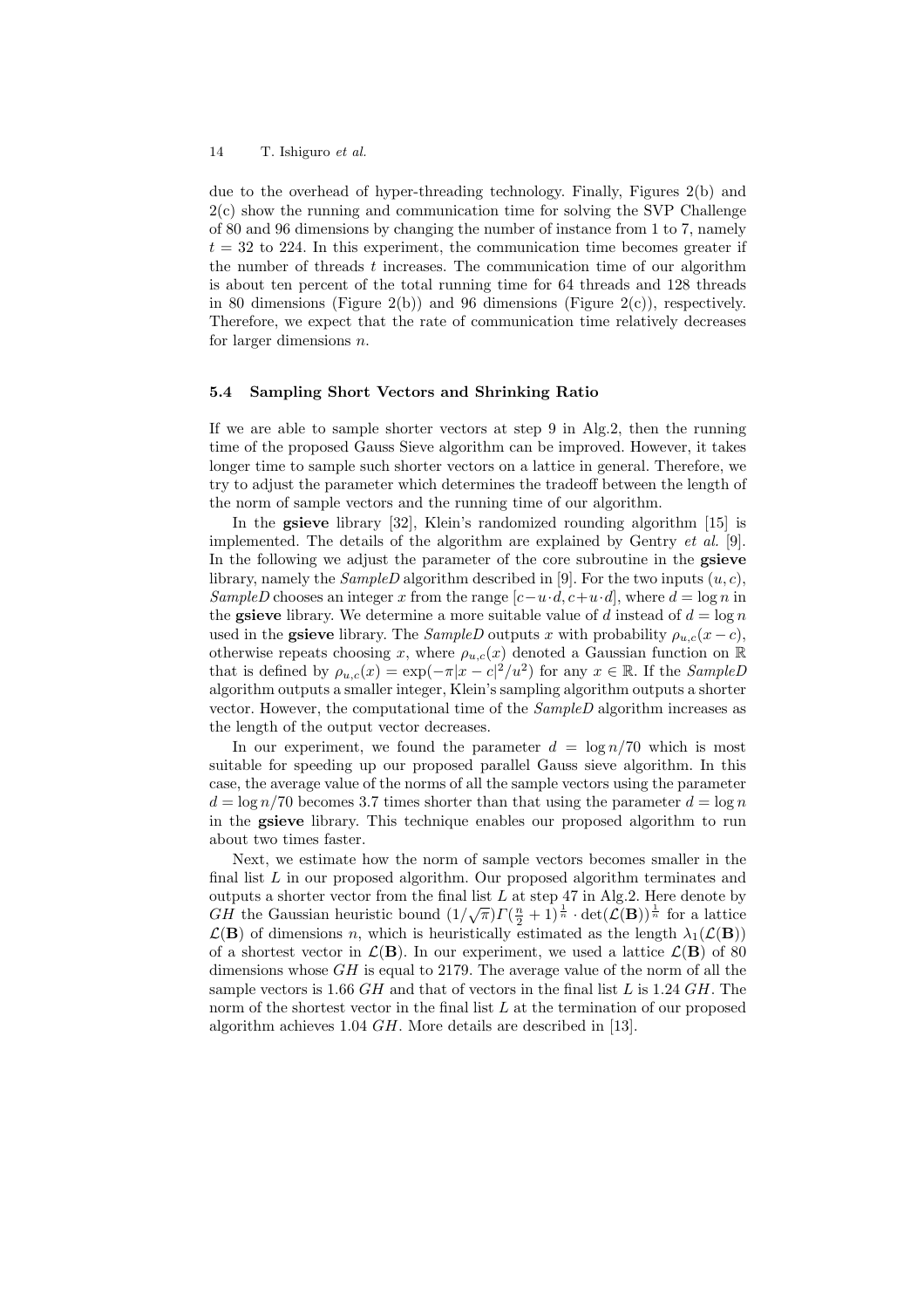due to the overhead of hyper-threading technology. Finally, Figures 2(b) and 2(c) show the running and communication time for solving the SVP Challenge of 80 and 96 dimensions by changing the number of instance from 1 to 7, namely $t = 32$ to 224. In this experiment, the communication time becomes greater if the number of threads $t$ increases. The communication time of our algorithm is about ten percent of the total running time for 64 threads and 128 threads in 80 dimensions (Figure 2(b)) and 96 dimensions (Figure 2(c)), respectively. Therefore, we expect that the rate of communication time relatively decreases for larger dimensions $n$.

### 5.4 Sampling Short Vectors and Shrinking Ratio

If we are able to sample shorter vectors at step 9 in Alg.2, then the running time of the proposed Gauss Sieve algorithm can be improved. However, it takes longer time to sample such shorter vectors on a lattice in general. Therefore, we try to adjust the parameter which determines the tradeoff between the length of the norm of sample vectors and the running time of our algorithm.

In the **gsieve** library [32], Klein's randomized rounding algorithm [15] is implemented. The details of the algorithm are explained by Gentry *et al.* [9]. In the following we adjust the parameter of the core subroutine in the **gsieve** library, namely the *SampleD* algorithm described in [9]. For the two inputs $(u, c)$, *SampleD* chooses an integer $x$ from the range $[c - u \cdot d, c + u \cdot d]$, where $d = \log n$ in the **gsieve** library. We determine a more suitable value of $d$ instead of $d = \log n$ used in the **gsieve** library. The *SampleD* outputs $x$ with probability $\rho_{u,c}(x - c)$, otherwise repeats choosing $x$, where $\rho_{u,c}(x)$ denoted a Gaussian function on $\mathbb{R}$ that is defined by $\rho_{u,c}(x) = \exp(-\pi |x - c|^2 / u^2)$ for any $x \in \mathbb{R}$. If the *SampleD* algorithm outputs a smaller integer, Klein's sampling algorithm outputs a shorter vector. However, the computational time of the *SampleD* algorithm increases as the length of the output vector decreases.

In our experiment, we found the parameter $d = \log n/70$ which is most suitable for speeding up our proposed parallel Gauss sieve algorithm. In this case, the average value of the norms of all the sample vectors using the parameter $d = \log n/70$ becomes 3.7 times shorter than that using the parameter $d = \log n$ in the **gsieve** library. This technique enables our proposed algorithm to run about two times faster.

Next, we estimate how the norm of sample vectors becomes smaller in the final list $L$ in our proposed algorithm. Our proposed algorithm terminates and outputs a shorter vector from the final list $L$ at step 47 in Alg.2. Here denote by $GH$ the Gaussian heuristic bound $(1/\sqrt{\pi})\Gamma(\frac{n}{2}+1)^{\frac{1}{n}} \cdot \det(\mathcal{L}(\mathbf{B}))^{\frac{1}{n}}$ for a lattice $\mathcal{L}(\mathbf{B})$ of dimensions $n$, which is heuristically estimated as the length $\lambda_1(\mathcal{L}(\mathbf{B}))$ of a shortest vector in $\mathcal{L}(\mathbf{B})$. In our experiment, we used a lattice $\mathcal{L}(\mathbf{B})$ of 80 dimensions whose $GH$ is equal to 2179. The average value of the norm of all the sample vectors is 1.66 $GH$ and that of vectors in the final list $L$ is 1.24 $GH$. The norm of the shortest vector in the final list $L$ at the termination of our proposed algorithm achieves 1.04 $GH$. More details are described in [13].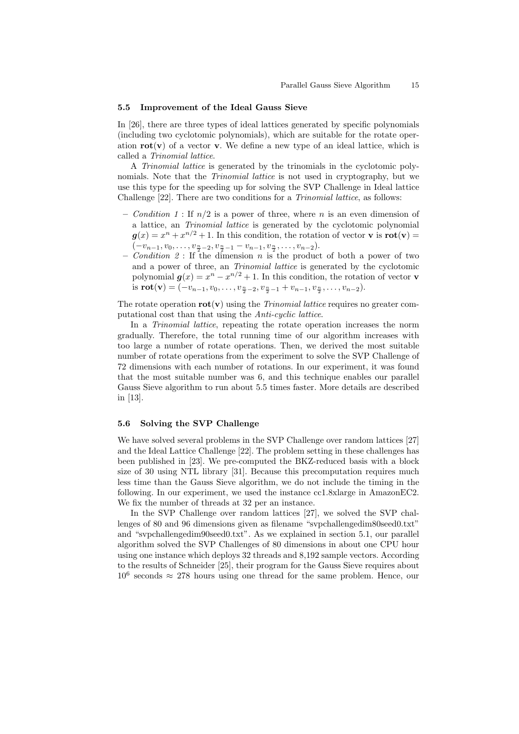### 5.5 Improvement of the Ideal Gauss Sieve

In [26], there are three types of ideal lattices generated by specific polynomials (including two cyclotomic polynomials), which are suitable for the rotate operation $\mathbf{rot}(\mathbf{v})$ of a vector $\mathbf{v}$. We define a new type of an ideal lattice, which is called a *Trinomial lattice*.

A *Trinomial lattice* is generated by the trinomials in the cyclotomic polynomials. Note that the *Trinomial lattice* is not used in cryptography, but we use this type for the speeding up for solving the SVP Challenge in Ideal lattice Challenge [22]. There are two conditions for a *Trinomial lattice*, as follows:

- *Condition 1* : If $n/2$ is a power of three, where $n$ is an even dimension of a lattice, an *Trinomial lattice* is generated by the cyclotomic polynomial $\boldsymbol{g}(x) = x^n + x^{n/2} + 1$. In this condition, the rotation of vector $\mathbf{v}$ is $\mathbf{rot}(\mathbf{v}) = (-v_{n-1}, v_0, \ldots, v_{\frac{n}{2}-2}, v_{\frac{n}{2}-1} - v_{n-1}, v_{\frac{n}{2}}, \ldots, v_{n-2})$.
- *Condition 2* : If the dimension $n$ is the product of both a power of two and a power of three, an *Trinomial lattice* is generated by the cyclotomic polynomial $\boldsymbol{g}(x) = x^n - x^{n/2} + 1$. In this condition, the rotation of vector $\mathbf{v}$ is $\mathbf{rot}(\mathbf{v}) = (-v_{n-1}, v_0, \ldots, v_{\frac{n}{2}-2}, v_{\frac{n}{2}-1} + v_{n-1}, v_{\frac{n}{2}}, \ldots, v_{n-2})$.

The rotate operation $\mathbf{rot}(\mathbf{v})$ using the *Trinomial lattice* requires no greater computational cost than that using the *Anti-cyclic lattice*.

In a *Trinomial lattice*, repeating the rotate operation increases the norm gradually. Therefore, the total running time of our algorithm increases with too large a number of rotate operations. Then, we derived the most suitable number of rotate operations from the experiment to solve the SVP Challenge of 72 dimensions with each number of rotations. In our experiment, it was found that the most suitable number was 6, and this technique enables our parallel Gauss Sieve algorithm to run about 5.5 times faster. More details are described in [13].

### 5.6 Solving the SVP Challenge

We have solved several problems in the SVP Challenge over random lattices [27] and the Ideal Lattice Challenge [22]. The problem setting in these challenges has been published in [23]. We pre-computed the BKZ-reduced basis with a block size of 30 using NTL library [31]. Because this precomputation requires much less time than the Gauss Sieve algorithm, we do not include the timing in the following. In our experiment, we used the instance cc1.8xlarge in AmazonEC2. We fix the number of threads at 32 per an instance.

In the SVP Challenge over random lattices [27], we solved the SVP challenges of 80 and 96 dimensions given as filename "svpchallengedim80seed0.txt" and "svpchallengedim90seed0.txt". As we explained in section 5.1, our parallel algorithm solved the SVP Challenges of 80 dimensions in about one CPU hour using one instance which deploys 32 threads and 8,192 sample vectors. According to the results of Schneider [25], their program for the Gauss Sieve requires about $10^6$ seconds $\approx$ 278 hours using one thread for the same problem. Hence, our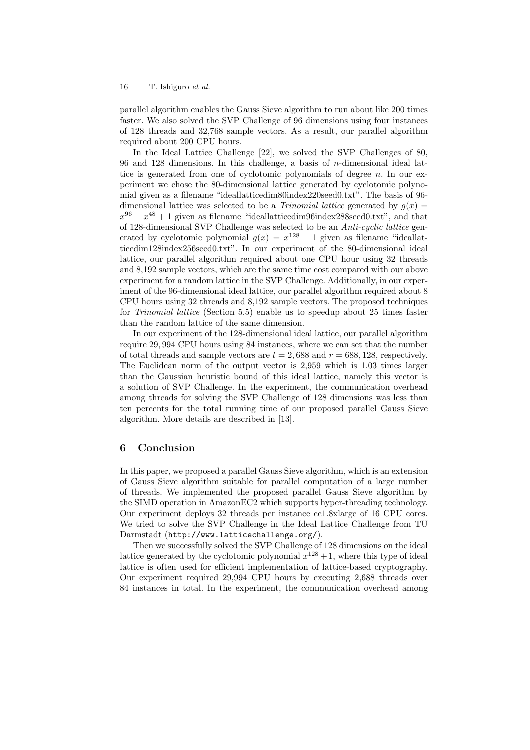parallel algorithm enables the Gauss Sieve algorithm to run about like 200 times faster. We also solved the SVP Challenge of 96 dimensions using four instances of 128 threads and 32,768 sample vectors. As a result, our parallel algorithm required about 200 CPU hours.

In the Ideal Lattice Challenge [22], we solved the SVP Challenges of 80, 96 and 128 dimensions. In this challenge, a basis of $n$-dimensional ideal lattice is generated from one of cyclotomic polynomials of degree $n$. In our experiment we chose the 80-dimensional lattice generated by cyclotomic polynomial given as a filename "ideallatticedim80index220seed0.txt". The basis of 96-dimensional lattice was selected to be a *Trinomial lattice* generated by $g(x) = x^{96} - x^{48} + 1$ given as filename "ideallatticedim96index288seed0.txt", and that of 128-dimensional SVP Challenge was selected to be an *Anti-cyclic lattice* generated by cyclotomic polynomial $g(x) = x^{128} + 1$ given as filename "ideallatticedim128index256seed0.txt". In our experiment of the 80-dimensional ideal lattice, our parallel algorithm required about one CPU hour using 32 threads and 8,192 sample vectors, which are the same time cost compared with our above experiment for a random lattice in the SVP Challenge. Additionally, in our experiment of the 96-dimensional ideal lattice, our parallel algorithm required about 8 CPU hours using 32 threads and 8,192 sample vectors. The proposed techniques for *Trinomial lattice* (Section 5.5) enable us to speedup about 25 times faster than the random lattice of the same dimension.

In our experiment of the 128-dimensional ideal lattice, our parallel algorithm require 29,994 CPU hours using 84 instances, where we can set that the number of total threads and sample vectors are $t = 2,688$ and $r = 688,128$, respectively. The Euclidean norm of the output vector is 2,959 which is 1.03 times larger than the Gaussian heuristic bound of this ideal lattice, namely this vector is a solution of SVP Challenge. In the experiment, the communication overhead among threads for solving the SVP Challenge of 128 dimensions was less than ten percents for the total running time of our proposed parallel Gauss Sieve algorithm. More details are described in [13].

## 6 Conclusion

In this paper, we proposed a parallel Gauss Sieve algorithm, which is an extension of Gauss Sieve algorithm suitable for parallel computation of a large number of threads. We implemented the proposed parallel Gauss Sieve algorithm by the SIMD operation in AmazonEC2 which supports hyper-threading technology. Our experiment deploys 32 threads per instance cc1.8xlarge of 16 CPU cores. We tried to solve the SVP Challenge in the Ideal Lattice Challenge from TU Darmstadt (`http://www.latticechallenge.org/`).

Then we successfully solved the SVP Challenge of 128 dimensions on the ideal lattice generated by the cyclotomic polynomial $x^{128} + 1$, where this type of ideal lattice is often used for efficient implementation of lattice-based cryptography. Our experiment required 29,994 CPU hours by executing 2,688 threads over 84 instances in total. In the experiment, the communication overhead among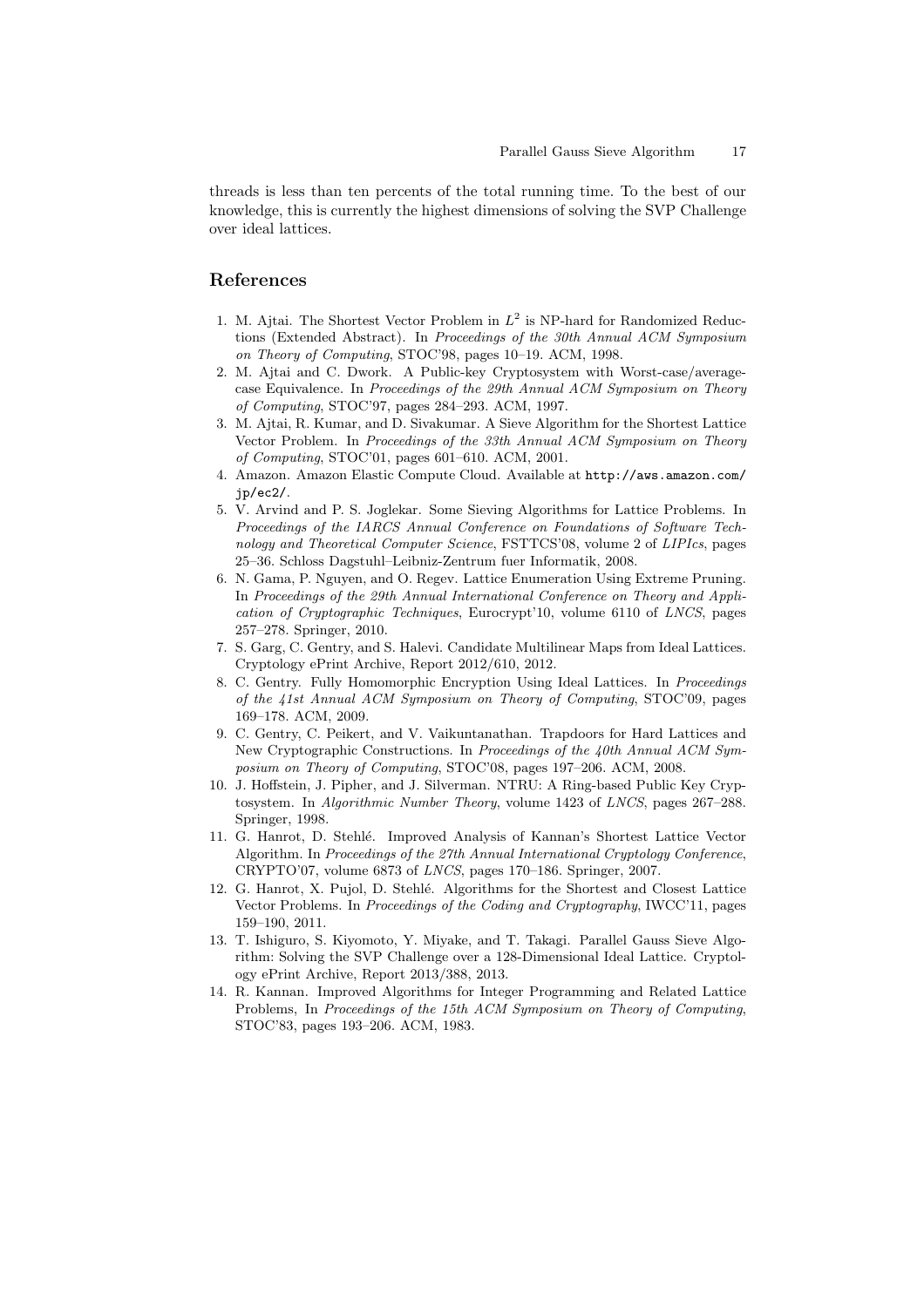threads is less than ten percents of the total running time. To the best of our knowledge, this is currently the highest dimensions of solving the SVP Challenge over ideal lattices.

## References

1. M. Ajtai. The Shortest Vector Problem in $L^2$ is NP-hard for Randomized Reductions (Extended Abstract). In *Proceedings of the 30th Annual ACM Symposium on Theory of Computing*, STOC'98, pages 10–19. ACM, 1998.
2. M. Ajtai and C. Dwork. A Public-key Cryptosystem with Worst-case/average-case Equivalence. In *Proceedings of the 29th Annual ACM Symposium on Theory of Computing*, STOC'97, pages 284–293. ACM, 1997.
3. M. Ajtai, R. Kumar, and D. Sivakumar. A Sieve Algorithm for the Shortest Lattice Vector Problem. In *Proceedings of the 33th Annual ACM Symposium on Theory of Computing*, STOC'01, pages 601–610. ACM, 2001.
4. Amazon. Amazon Elastic Compute Cloud. Available at `http://aws.amazon.com/jp/ec2/`.
5. V. Arvind and P. S. Joglekar. Some Sieving Algorithms for Lattice Problems. In *Proceedings of the IARCS Annual Conference on Foundations of Software Technology and Theoretical Computer Science*, FSTTCS'08, volume 2 of *LIPIcs*, pages 25–36. Schloss Dagstuhl–Leibniz-Zentrum fuer Informatik, 2008.
6. N. Gama, P. Nguyen, and O. Regev. Lattice Enumeration Using Extreme Pruning. In *Proceedings of the 29th Annual International Conference on Theory and Application of Cryptographic Techniques*, Eurocrypt'10, volume 6110 of *LNCS*, pages 257–278. Springer, 2010.
7. S. Garg, C. Gentry, and S. Halevi. Candidate Multilinear Maps from Ideal Lattices. Cryptology ePrint Archive, Report 2012/610, 2012.
8. C. Gentry. Fully Homomorphic Encryption Using Ideal Lattices. In *Proceedings of the 41st Annual ACM Symposium on Theory of Computing*, STOC'09, pages 169–178. ACM, 2009.
9. C. Gentry, C. Peikert, and V. Vaikuntanathan. Trapdoors for Hard Lattices and New Cryptographic Constructions. In *Proceedings of the 40th Annual ACM Symposium on Theory of Computing*, STOC'08, pages 197–206. ACM, 2008.
10. J. Hoffstein, J. Pipher, and J. Silverman. NTRU: A Ring-based Public Key Cryptosystem. In *Algorithmic Number Theory*, volume 1423 of *LNCS*, pages 267–288. Springer, 1998.
11. G. Hanrot, D. Stehlé. Improved Analysis of Kannan's Shortest Lattice Vector Algorithm. In *Proceedings of the 27th Annual International Cryptology Conference*, CRYPTO'07, volume 6873 of *LNCS*, pages 170–186. Springer, 2007.
12. G. Hanrot, X. Pujol, D. Stehlé. Algorithms for the Shortest and Closest Lattice Vector Problems. In *Proceedings of the Coding and Cryptography*, IWCC'11, pages 159–190, 2011.
13. T. Ishiguro, S. Kiyomoto, Y. Miyake, and T. Takagi. Parallel Gauss Sieve Algorithm: Solving the SVP Challenge over a 128-Dimensional Ideal Lattice. Cryptology ePrint Archive, Report 2013/388, 2013.
14. R. Kannan. Improved Algorithms for Integer Programming and Related Lattice Problems, In *Proceedings of the 15th ACM Symposium on Theory of Computing*, STOC'83, pages 193–206. ACM, 1983.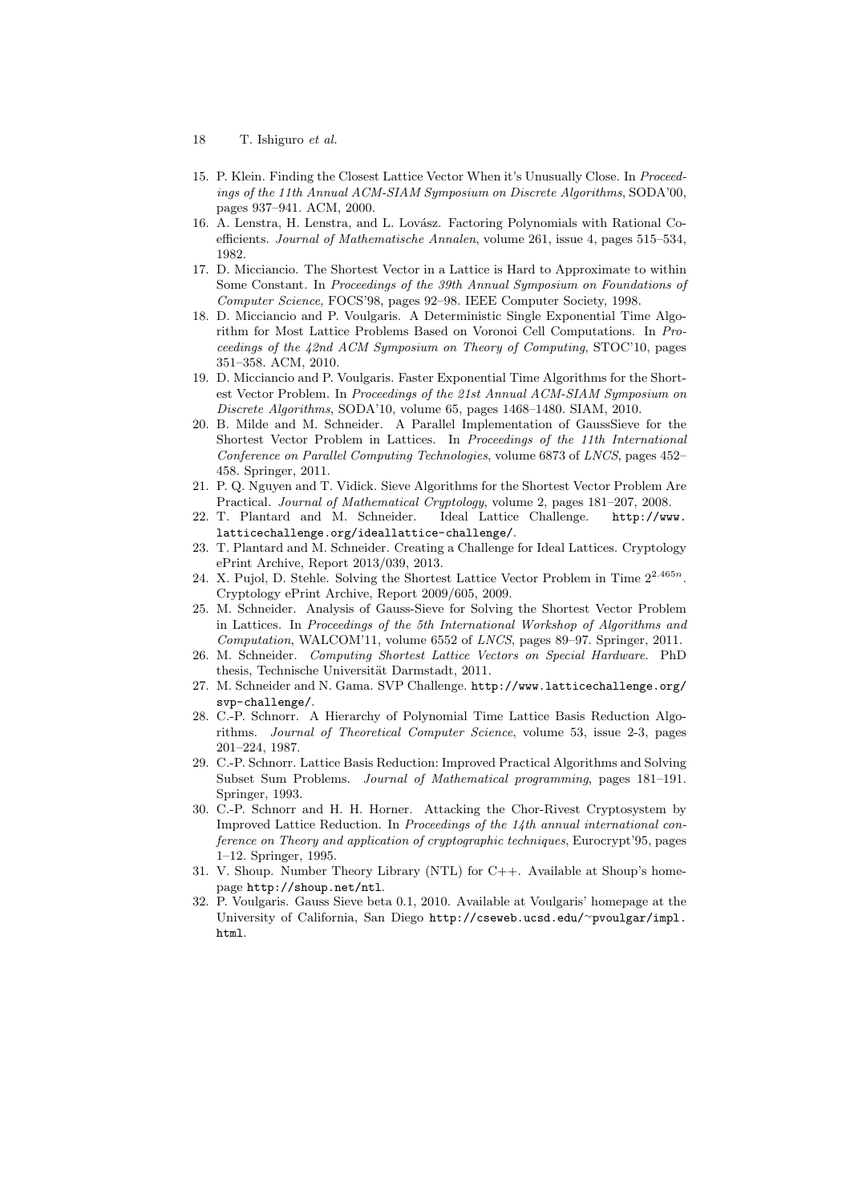15. P. Klein. Finding the Closest Lattice Vector When it's Unusually Close. In *Proceedings of the 11th Annual ACM-SIAM Symposium on Discrete Algorithms*, SODA'00, pages 937–941. ACM, 2000.
16. A. Lenstra, H. Lenstra, and L. Lovász. Factoring Polynomials with Rational Coefficients. *Journal of Mathematische Annalen*, volume 261, issue 4, pages 515–534, 1982.
17. D. Micciancio. The Shortest Vector in a Lattice is Hard to Approximate to within Some Constant. In *Proceedings of the 39th Annual Symposium on Foundations of Computer Science*, FOCS'98, pages 92–98. IEEE Computer Society, 1998.
18. D. Micciancio and P. Voulgaris. A Deterministic Single Exponential Time Algorithm for Most Lattice Problems Based on Voronoi Cell Computations. In *Proceedings of the 42nd ACM Symposium on Theory of Computing*, STOC'10, pages 351–358. ACM, 2010.
19. D. Micciancio and P. Voulgaris. Faster Exponential Time Algorithms for the Shortest Vector Problem. In *Proceedings of the 21st Annual ACM-SIAM Symposium on Discrete Algorithms*, SODA'10, volume 65, pages 1468–1480. SIAM, 2010.
20. B. Milde and M. Schneider. A Parallel Implementation of GaussSieve for the Shortest Vector Problem in Lattices. In *Proceedings of the 11th International Conference on Parallel Computing Technologies*, volume 6873 of *LNCS*, pages 452–458. Springer, 2011.
21. P. Q. Nguyen and T. Vidick. Sieve Algorithms for the Shortest Vector Problem Are Practical. *Journal of Mathematical Cryptology*, volume 2, pages 181–207, 2008.
22. T. Plantard and M. Schneider. Ideal Lattice Challenge. `http://www.latticechallenge.org/ideallattice-challenge/`.
23. T. Plantard and M. Schneider. Creating a Challenge for Ideal Lattices. Cryptology ePrint Archive, Report 2013/039, 2013.
24. X. Pujol, D. Stehle. Solving the Shortest Lattice Vector Problem in Time $2^{2.465n}$. Cryptology ePrint Archive, Report 2009/605, 2009.
25. M. Schneider. Analysis of Gauss-Sieve for Solving the Shortest Vector Problem in Lattices. In *Proceedings of the 5th International Workshop of Algorithms and Computation*, WALCOM'11, volume 6552 of *LNCS*, pages 89–97. Springer, 2011.
26. M. Schneider. *Computing Shortest Lattice Vectors on Special Hardware*. PhD thesis, Technische Universität Darmstadt, 2011.
27. M. Schneider and N. Gama. SVP Challenge. `http://www.latticechallenge.org/svp-challenge/`.
28. C.-P. Schnorr. A Hierarchy of Polynomial Time Lattice Basis Reduction Algorithms. *Journal of Theoretical Computer Science*, volume 53, issue 2-3, pages 201–224, 1987.
29. C.-P. Schnorr. Lattice Basis Reduction: Improved Practical Algorithms and Solving Subset Sum Problems. *Journal of Mathematical programming*, pages 181–191. Springer, 1993.
30. C.-P. Schnorr and H. H. Horner. Attacking the Chor-Rivest Cryptosystem by Improved Lattice Reduction. In *Proceedings of the 14th annual international conference on Theory and application of cryptographic techniques*, Eurocrypt'95, pages 1–12. Springer, 1995.
31. V. Shoup. Number Theory Library (NTL) for C++. Available at Shoup's homepage `http://shoup.net/ntl`.
32. P. Voulgaris. Gauss Sieve beta 0.1, 2010. Available at Voulgaris' homepage at the University of California, San Diego `http://cseweb.ucsd.edu/~pvoulgar/impl.html`.